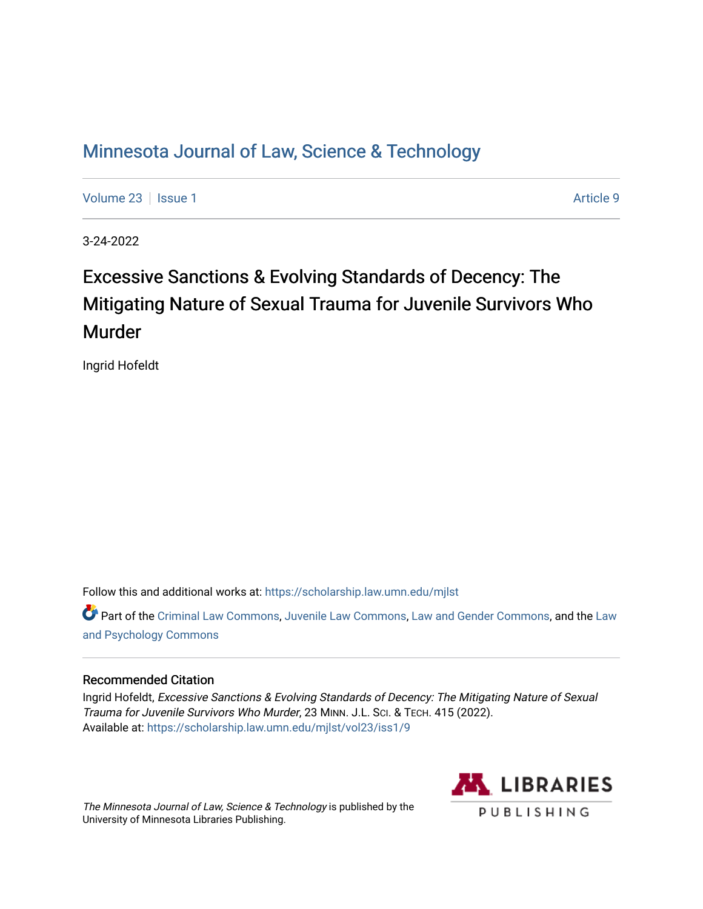# Minnesota Journal of Law, Science & Technology

Volume 23 | Issue 1 Article 9

3-24-2022

## Excessive Sanctions & Evolving Standards of Decency: The Mitigating Nature of Sexual Trauma for Juvenile Survivors Who Murder

Ingrid Hofeldt

Follow this and additional works at: https://scholarship.law.umn.edu/mjlst

Part of the Criminal Law Commons, Juvenile Law Commons, Law and Gender Commons, and the Law and Psychology Commons

### Recommended Citation

Ingrid Hofeldt, *Excessive Sanctions & Evolving Standards of Decency: The Mitigating Nature of Sexual Trauma for Juvenile Survivors Who Murder*, 23 MINN. J.L. SCI. & TECH. 415 (2022).
Available at: https://scholarship.law.umn.edu/mjlst/vol23/iss1/9

*The Minnesota Journal of Law, Science & Technology* is published by the University of Minnesota Libraries Publishing.

LIBRARIES PUBLISHING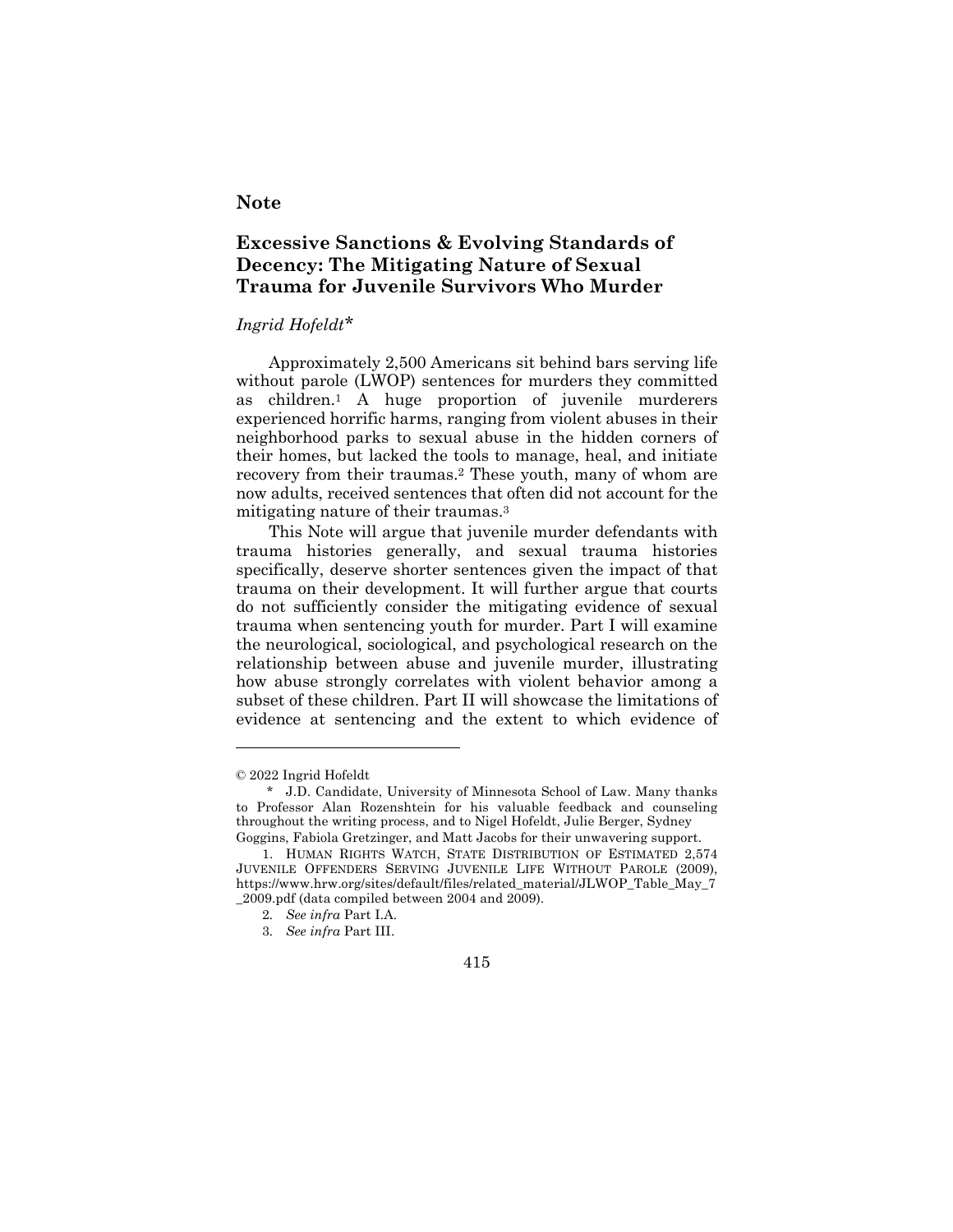**Note**

# Excessive Sanctions & Evolving Standards of Decency: The Mitigating Nature of Sexual Trauma for Juvenile Survivors Who Murder

*Ingrid Hofeldt**

Approximately 2,500 Americans sit behind bars serving life without parole (LWOP) sentences for murders they committed as children.[1] A huge proportion of juvenile murderers experienced horrific harms, ranging from violent abuses in their neighborhood parks to sexual abuse in the hidden corners of their homes, but lacked the tools to manage, heal, and initiate recovery from their traumas.[2] These youth, many of whom are now adults, received sentences that often did not account for the mitigating nature of their traumas.[3]

This Note will argue that juvenile murder defendants with trauma histories generally, and sexual trauma histories specifically, deserve shorter sentences given the impact of that trauma on their development. It will further argue that courts do not sufficiently consider the mitigating evidence of sexual trauma when sentencing youth for murder. Part I will examine the neurological, sociological, and psychological research on the relationship between abuse and juvenile murder, illustrating how abuse strongly correlates with violent behavior among a subset of these children. Part II will showcase the limitations of evidence at sentencing and the extent to which evidence of

---

© 2022 Ingrid Hofeldt

\* J.D. Candidate, University of Minnesota School of Law. Many thanks to Professor Alan Rozenshtein for his valuable feedback and counseling throughout the writing process, and to Nigel Hofeldt, Julie Berger, Sydney Goggins, Fabiola Gretzinger, and Matt Jacobs for their unwavering support.

1. HUMAN RIGHTS WATCH, STATE DISTRIBUTION OF ESTIMATED 2,574 JUVENILE OFFENDERS SERVING JUVENILE LIFE WITHOUT PAROLE (2009), https://www.hrw.org/sites/default/files/related_material/JLWOP_Table_May_7_2009.pdf (data compiled between 2004 and 2009).

2. *See infra* Part I.A.

3. *See infra* Part III.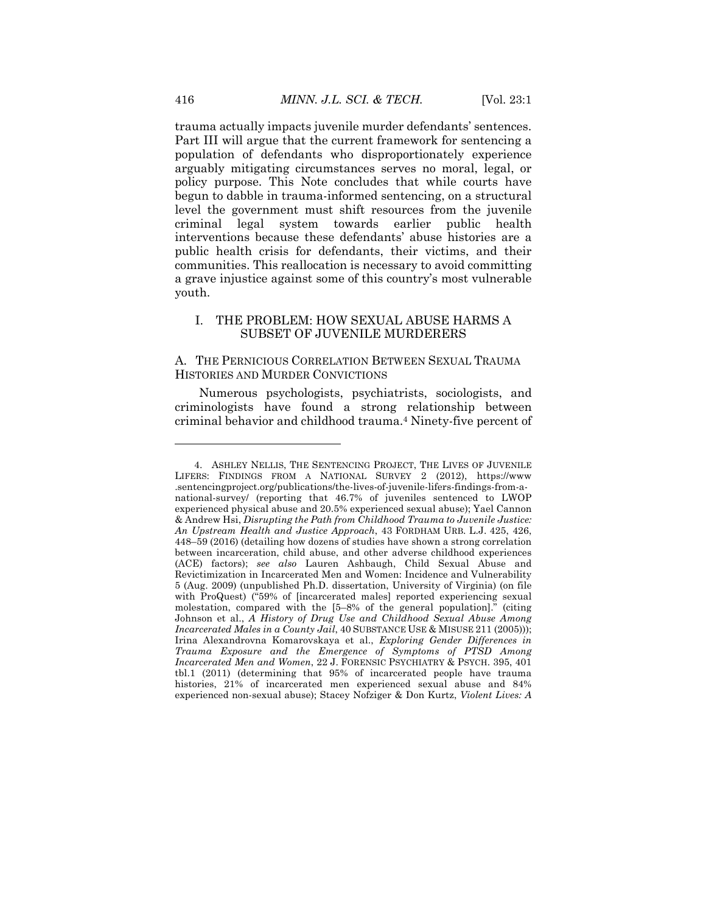trauma actually impacts juvenile murder defendants' sentences. Part III will argue that the current framework for sentencing a population of defendants who disproportionately experience arguably mitigating circumstances serves no moral, legal, or policy purpose. This Note concludes that while courts have begun to dabble in trauma-informed sentencing, on a structural level the government must shift resources from the juvenile criminal legal system towards earlier public health interventions because these defendants' abuse histories are a public health crisis for defendants, their victims, and their communities. This reallocation is necessary to avoid committing a grave injustice against some of this country's most vulnerable youth.

## I. THE PROBLEM: HOW SEXUAL ABUSE HARMS A SUBSET OF JUVENILE MURDERERS

### A. THE PERNICIOUS CORRELATION BETWEEN SEXUAL TRAUMA HISTORIES AND MURDER CONVICTIONS

Numerous psychologists, psychiatrists, sociologists, and criminologists have found a strong relationship between criminal behavior and childhood trauma.[4] Ninety-five percent of

---

4. ASHLEY NELLIS, THE SENTENCING PROJECT, THE LIVES OF JUVENILE LIFERS: FINDINGS FROM A NATIONAL SURVEY 2 (2012), https://www.sentencingproject.org/publications/the-lives-of-juvenile-lifers-findings-from-a-national-survey/ (reporting that 46.7% of juveniles sentenced to LWOP experienced physical abuse and 20.5% experienced sexual abuse); Yael Cannon & Andrew Hsi, *Disrupting the Path from Childhood Trauma to Juvenile Justice: An Upstream Health and Justice Approach*, 43 FORDHAM URB. L.J. 425, 426, 448–59 (2016) (detailing how dozens of studies have shown a strong correlation between incarceration, child abuse, and other adverse childhood experiences (ACE) factors); *see also* Lauren Ashbaugh, Child Sexual Abuse and Revictimization in Incarcerated Men and Women: Incidence and Vulnerability 5 (Aug. 2009) (unpublished Ph.D. dissertation, University of Virginia) (on file with ProQuest) ("59% of [incarcerated males] reported experiencing sexual molestation, compared with the [5–8% of the general population]." (citing Johnson et al., *A History of Drug Use and Childhood Sexual Abuse Among Incarcerated Males in a County Jail*, 40 SUBSTANCE USE & MISUSE 211 (2005))); Irina Alexandrovna Komarovskaya et al., *Exploring Gender Differences in Trauma Exposure and the Emergence of Symptoms of PTSD Among Incarcerated Men and Women*, 22 J. FORENSIC PSYCHIATRY & PSYCH. 395, 401 tbl.1 (2011) (determining that 95% of incarcerated people have trauma histories, 21% of incarcerated men experienced sexual abuse and 84% experienced non-sexual abuse); Stacey Nofziger & Don Kurtz, *Violent Lives: A*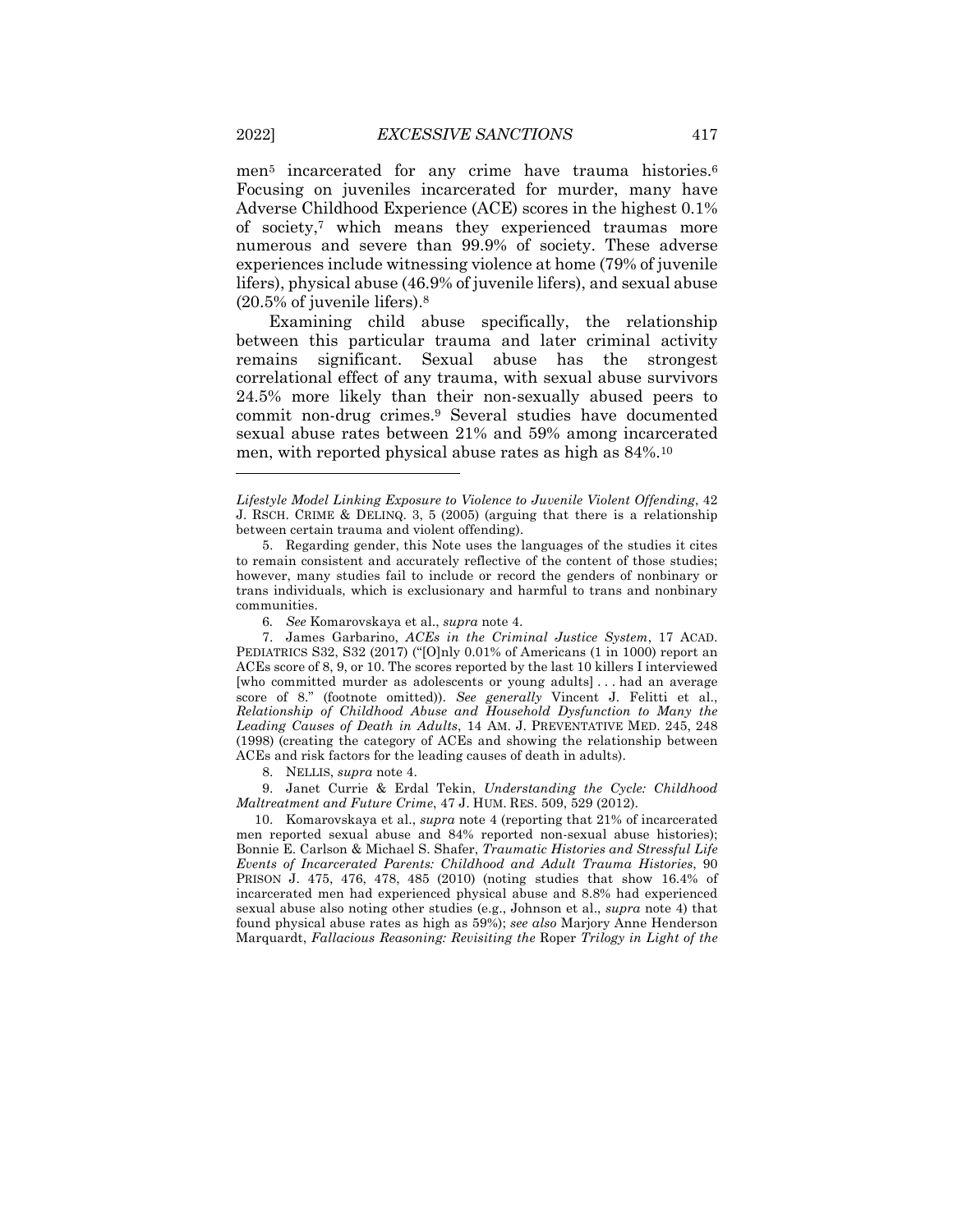men[5] incarcerated for any crime have trauma histories.[6] Focusing on juveniles incarcerated for murder, many have Adverse Childhood Experience (ACE) scores in the highest 0.1% of society,[7] which means they experienced traumas more numerous and severe than 99.9% of society. These adverse experiences include witnessing violence at home (79% of juvenile lifers), physical abuse (46.9% of juvenile lifers), and sexual abuse (20.5% of juvenile lifers).[8]

Examining child abuse specifically, the relationship between this particular trauma and later criminal activity remains significant. Sexual abuse has the strongest correlational effect of any trauma, with sexual abuse survivors 24.5% more likely than their non-sexually abused peers to commit non-drug crimes.[9] Several studies have documented sexual abuse rates between 21% and 59% among incarcerated men, with reported physical abuse rates as high as 84%.[10]

---

*Lifestyle Model Linking Exposure to Violence to Juvenile Violent Offending*, 42 J. RSCH. CRIME & DELINQ. 3, 5 (2005) (arguing that there is a relationship between certain trauma and violent offending).

5. Regarding gender, this Note uses the languages of the studies it cites to remain consistent and accurately reflective of the content of those studies; however, many studies fail to include or record the genders of nonbinary or trans individuals, which is exclusionary and harmful to trans and nonbinary communities.

6. *See* Komarovskaya et al., *supra* note 4.

7. James Garbarino, *ACEs in the Criminal Justice System*, 17 ACAD. PEDIATRICS S32, S32 (2017) ("[O]nly 0.01% of Americans (1 in 1000) report an ACEs score of 8, 9, or 10. The scores reported by the last 10 killers I interviewed [who committed murder as adolescents or young adults] . . . had an average score of 8." (footnote omitted)). *See generally* Vincent J. Felitti et al., *Relationship of Childhood Abuse and Household Dysfunction to Many the Leading Causes of Death in Adults*, 14 AM. J. PREVENTATIVE MED. 245, 248 (1998) (creating the category of ACEs and showing the relationship between ACEs and risk factors for the leading causes of death in adults).

8. NELLIS, *supra* note 4.

9. Janet Currie & Erdal Tekin, *Understanding the Cycle: Childhood Maltreatment and Future Crime*, 47 J. HUM. RES. 509, 529 (2012).

10. Komarovskaya et al., *supra* note 4 (reporting that 21% of incarcerated men reported sexual abuse and 84% reported non-sexual abuse histories); Bonnie E. Carlson & Michael S. Shafer, *Traumatic Histories and Stressful Life Events of Incarcerated Parents: Childhood and Adult Trauma Histories*, 90 PRISON J. 475, 476, 478, 485 (2010) (noting studies that show 16.4% of incarcerated men had experienced physical abuse and 8.8% had experienced sexual abuse also noting other studies (e.g., Johnson et al., *supra* note 4) that found physical abuse rates as high as 59%); *see also* Marjory Anne Henderson Marquardt, *Fallacious Reasoning: Revisiting the* Roper *Trilogy in Light of the*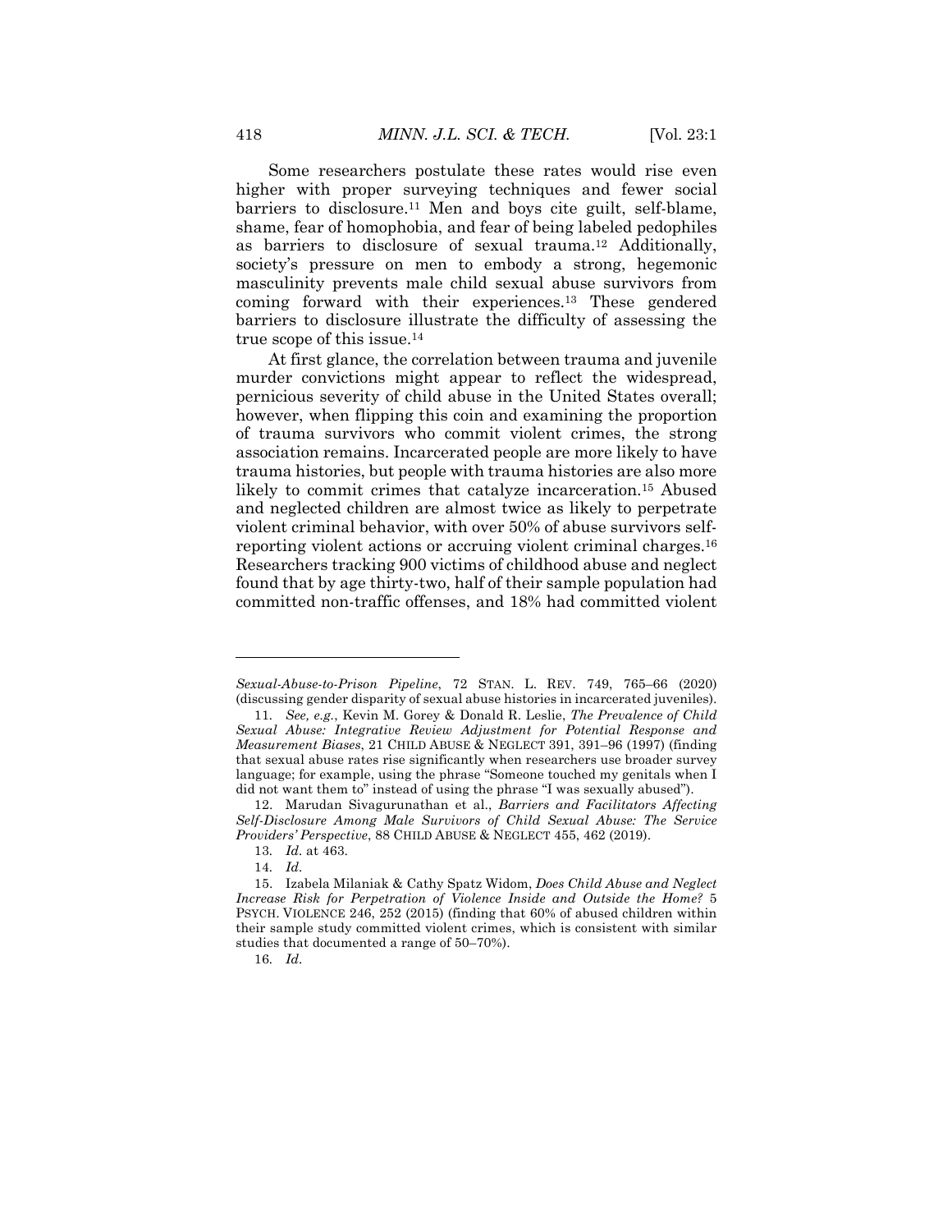Some researchers postulate these rates would rise even higher with proper surveying techniques and fewer social barriers to disclosure.[11] Men and boys cite guilt, self-blame, shame, fear of homophobia, and fear of being labeled pedophiles as barriers to disclosure of sexual trauma.[12] Additionally, society's pressure on men to embody a strong, hegemonic masculinity prevents male child sexual abuse survivors from coming forward with their experiences.[13] These gendered barriers to disclosure illustrate the difficulty of assessing the true scope of this issue.[14]

At first glance, the correlation between trauma and juvenile murder convictions might appear to reflect the widespread, pernicious severity of child abuse in the United States overall; however, when flipping this coin and examining the proportion of trauma survivors who commit violent crimes, the strong association remains. Incarcerated people are more likely to have trauma histories, but people with trauma histories are also more likely to commit crimes that catalyze incarceration.[15] Abused and neglected children are almost twice as likely to perpetrate violent criminal behavior, with over 50% of abuse survivors self-reporting violent actions or accruing violent criminal charges.[16] Researchers tracking 900 victims of childhood abuse and neglect found that by age thirty-two, half of their sample population had committed non-traffic offenses, and 18% had committed violent

---

*Sexual-Abuse-to-Prison Pipeline*, 72 STAN. L. REV. 749, 765–66 (2020) (discussing gender disparity of sexual abuse histories in incarcerated juveniles).

11. *See, e.g.*, Kevin M. Gorey & Donald R. Leslie, *The Prevalence of Child Sexual Abuse: Integrative Review Adjustment for Potential Response and Measurement Biases*, 21 CHILD ABUSE & NEGLECT 391, 391–96 (1997) (finding that sexual abuse rates rise significantly when researchers use broader survey language; for example, using the phrase "Someone touched my genitals when I did not want them to" instead of using the phrase "I was sexually abused").

12. Marudan Sivagurunathan et al., *Barriers and Facilitators Affecting Self-Disclosure Among Male Survivors of Child Sexual Abuse: The Service Providers' Perspective*, 88 CHILD ABUSE & NEGLECT 455, 462 (2019).

13. *Id.* at 463.

14. *Id.*

15. Izabela Milaniak & Cathy Spatz Widom, *Does Child Abuse and Neglect Increase Risk for Perpetration of Violence Inside and Outside the Home?* 5 PSYCH. VIOLENCE 246, 252 (2015) (finding that 60% of abused children within their sample study committed violent crimes, which is consistent with similar studies that documented a range of 50–70%).

16. *Id.*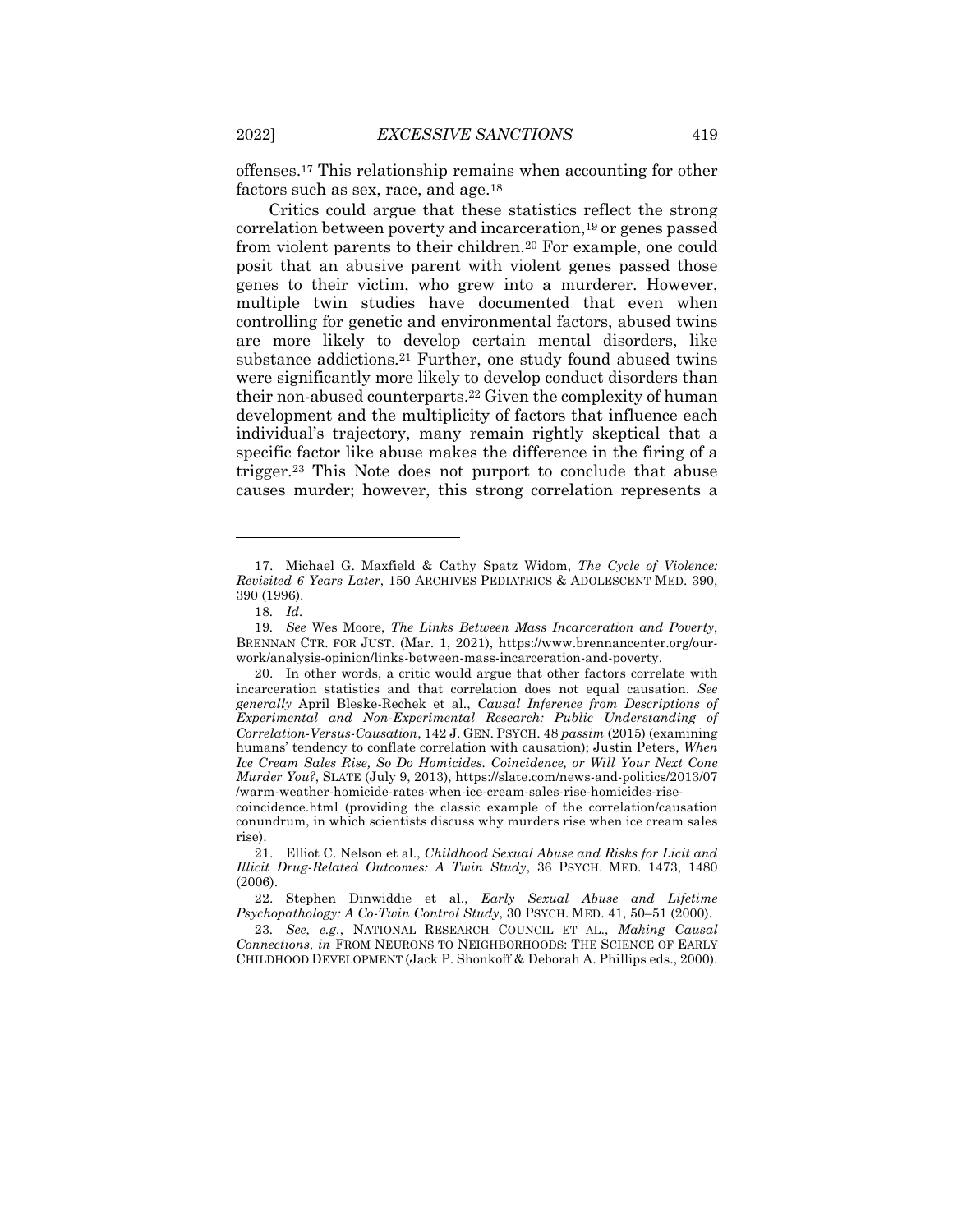offenses.[17] This relationship remains when accounting for other factors such as sex, race, and age.[18]

Critics could argue that these statistics reflect the strong correlation between poverty and incarceration,[19] or genes passed from violent parents to their children.[20] For example, one could posit that an abusive parent with violent genes passed those genes to their victim, who grew into a murderer. However, multiple twin studies have documented that even when controlling for genetic and environmental factors, abused twins are more likely to develop certain mental disorders, like substance addictions.[21] Further, one study found abused twins were significantly more likely to develop conduct disorders than their non-abused counterparts.[22] Given the complexity of human development and the multiplicity of factors that influence each individual's trajectory, many remain rightly skeptical that a specific factor like abuse makes the difference in the firing of a trigger.[23] This Note does not purport to conclude that abuse causes murder; however, this strong correlation represents a

---

17. Michael G. Maxfield & Cathy Spatz Widom, *The Cycle of Violence: Revisited 6 Years Later*, 150 ARCHIVES PEDIATRICS & ADOLESCENT MED. 390, 390 (1996).

18. *Id.*

19. *See* Wes Moore, *The Links Between Mass Incarceration and Poverty*, BRENNAN CTR. FOR JUST. (Mar. 1, 2021), https://www.brennancenter.org/our-work/analysis-opinion/links-between-mass-incarceration-and-poverty.

20. In other words, a critic would argue that other factors correlate with incarceration statistics and that correlation does not equal causation. *See generally* April Bleske-Rechek et al., *Causal Inference from Descriptions of Experimental and Non-Experimental Research: Public Understanding of Correlation-Versus-Causation*, 142 J. GEN. PSYCH. 48 *passim* (2015) (examining humans' tendency to conflate correlation with causation); Justin Peters, *When Ice Cream Sales Rise, So Do Homicides. Coincidence, or Will Your Next Cone Murder You?*, SLATE (July 9, 2013), https://slate.com/news-and-politics/2013/07/warm-weather-homicide-rates-when-ice-cream-sales-rise-homicides-rise-coincidence.html (providing the classic example of the correlation/causation conundrum, in which scientists discuss why murders rise when ice cream sales rise).

21. Elliot C. Nelson et al., *Childhood Sexual Abuse and Risks for Licit and Illicit Drug-Related Outcomes: A Twin Study*, 36 PSYCH. MED. 1473, 1480 (2006).

22. Stephen Dinwiddie et al., *Early Sexual Abuse and Lifetime Psychopathology: A Co-Twin Control Study*, 30 PSYCH. MED. 41, 50–51 (2000).

23. *See, e.g.*, NATIONAL RESEARCH COUNCIL ET AL., *Making Causal Connections*, *in* FROM NEURONS TO NEIGHBORHOODS: THE SCIENCE OF EARLY CHILDHOOD DEVELOPMENT (Jack P. Shonkoff & Deborah A. Phillips eds., 2000).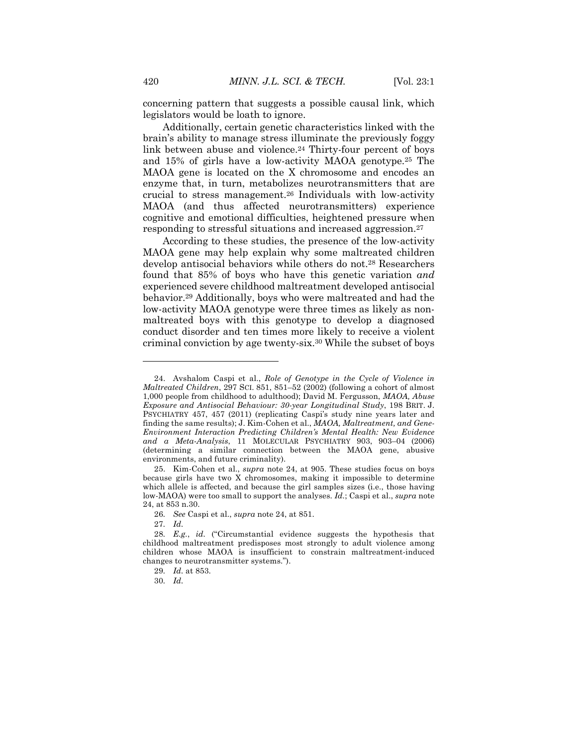concerning pattern that suggests a possible causal link, which legislators would be loath to ignore.

Additionally, certain genetic characteristics linked with the brain's ability to manage stress illuminate the previously foggy link between abuse and violence.[24] Thirty-four percent of boys and 15% of girls have a low-activity MAOA genotype.[25] The MAOA gene is located on the X chromosome and encodes an enzyme that, in turn, metabolizes neurotransmitters that are crucial to stress management.[26] Individuals with low-activity MAOA (and thus affected neurotransmitters) experience cognitive and emotional difficulties, heightened pressure when responding to stressful situations and increased aggression.[27]

According to these studies, the presence of the low-activity MAOA gene may help explain why some maltreated children develop antisocial behaviors while others do not.[28] Researchers found that 85% of boys who have this genetic variation *and* experienced severe childhood maltreatment developed antisocial behavior.[29] Additionally, boys who were maltreated and had the low-activity MAOA genotype were three times as likely as non-maltreated boys with this genotype to develop a diagnosed conduct disorder and ten times more likely to receive a violent criminal conviction by age twenty-six.[30] While the subset of boys

---

24. Avshalom Caspi et al., *Role of Genotype in the Cycle of Violence in Maltreated Children*, 297 SCI. 851, 851–52 (2002) (following a cohort of almost 1,000 people from childhood to adulthood); David M. Fergusson, *MAOA, Abuse Exposure and Antisocial Behaviour: 30-year Longitudinal Study*, 198 BRIT. J. PSYCHIATRY 457, 457 (2011) (replicating Caspi's study nine years later and finding the same results); J. Kim-Cohen et al., *MAOA, Maltreatment, and Gene-Environment Interaction Predicting Children's Mental Health: New Evidence and a Meta-Analysis*, 11 MOLECULAR PSYCHIATRY 903, 903–04 (2006) (determining a similar connection between the MAOA gene, abusive environments, and future criminality).

25. Kim-Cohen et al., *supra* note 24, at 905. These studies focus on boys because girls have two X chromosomes, making it impossible to determine which allele is affected, and because the girl samples sizes (i.e., those having low-MAOA) were too small to support the analyses. *Id.*; Caspi et al., *supra* note 24, at 853 n.30.

26. *See* Caspi et al., *supra* note 24, at 851.

27. *Id.*

28. *E.g.*, *id.* ("Circumstantial evidence suggests the hypothesis that childhood maltreatment predisposes most strongly to adult violence among children whose MAOA is insufficient to constrain maltreatment-induced changes to neurotransmitter systems.").

29. *Id.* at 853.

30. *Id.*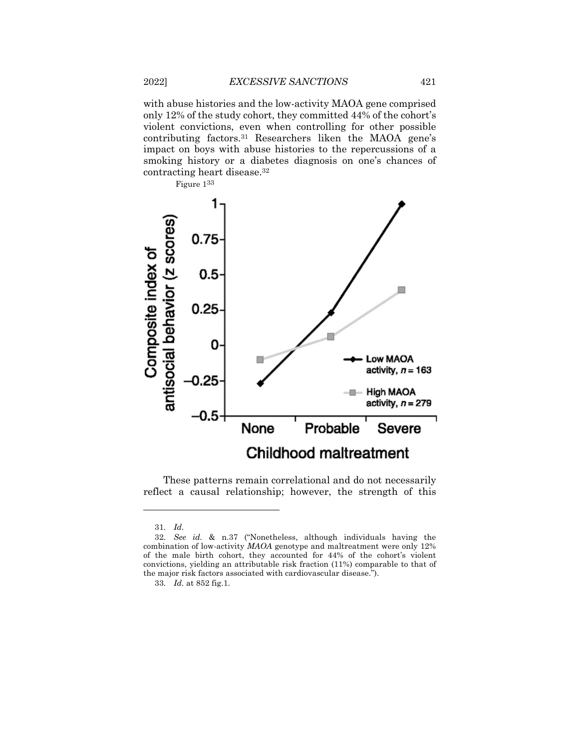with abuse histories and the low-activity MAOA gene comprised only 12% of the study cohort, they committed 44% of the cohort's violent convictions, even when controlling for other possible contributing factors.[31] Researchers liken the MAOA gene's impact on boys with abuse histories to the repercussions of a smoking history or a diabetes diagnosis on one's chances of contracting heart disease.[32]

Figure 1[33]

These patterns remain correlational and do not necessarily reflect a causal relationship; however, the strength of this

---

31. *Id.*

32. *See id.* & n.37 ("Nonetheless, although individuals having the combination of low-activity *MAOA* genotype and maltreatment were only 12% of the male birth cohort, they accounted for 44% of the cohort's violent convictions, yielding an attributable risk fraction (11%) comparable to that of the major risk factors associated with cardiovascular disease.").

33. *Id.* at 852 fig.1.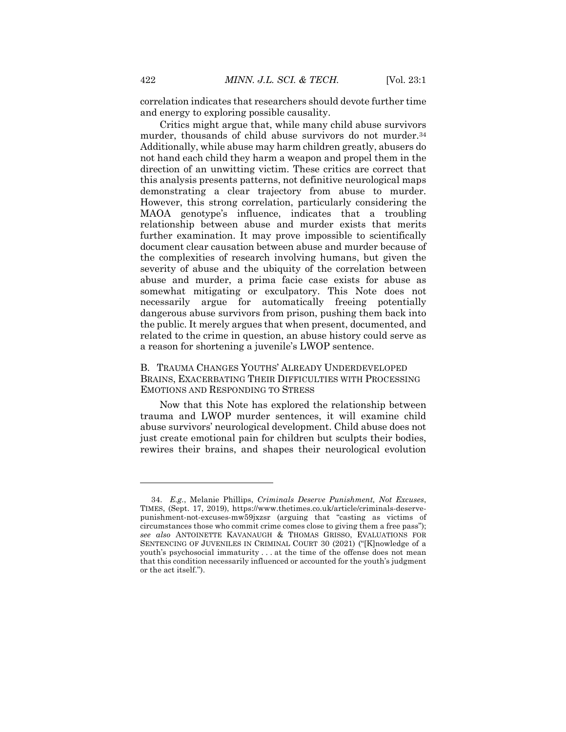correlation indicates that researchers should devote further time and energy to exploring possible causality.

Critics might argue that, while many child abuse survivors murder, thousands of child abuse survivors do not murder.[34] Additionally, while abuse may harm children greatly, abusers do not hand each child they harm a weapon and propel them in the direction of an unwitting victim. These critics are correct that this analysis presents patterns, not definitive neurological maps demonstrating a clear trajectory from abuse to murder. However, this strong correlation, particularly considering the MAOA genotype's influence, indicates that a troubling relationship between abuse and murder exists that merits further examination. It may prove impossible to scientifically document clear causation between abuse and murder because of the complexities of research involving humans, but given the severity of abuse and the ubiquity of the correlation between abuse and murder, a prima facie case exists for abuse as somewhat mitigating or exculpatory. This Note does not necessarily argue for automatically freeing potentially dangerous abuse survivors from prison, pushing them back into the public. It merely argues that when present, documented, and related to the crime in question, an abuse history could serve as a reason for shortening a juvenile's LWOP sentence.

### B. Trauma Changes Youths' Already Underdeveloped Brains, Exacerbating Their Difficulties with Processing Emotions and Responding to Stress

Now that this Note has explored the relationship between trauma and LWOP murder sentences, it will examine child abuse survivors' neurological development. Child abuse does not just create emotional pain for children but sculpts their bodies, rewires their brains, and shapes their neurological evolution

---

34. *E.g.*, Melanie Phillips, *Criminals Deserve Punishment, Not Excuses*, TIMES, (Sept. 17, 2019), https://www.thetimes.co.uk/article/criminals-deserve-punishment-not-excuses-mw59jxzsr (arguing that "casting as victims of circumstances those who commit crime comes close to giving them a free pass"); *see also* ANTOINETTE KAVANAUGH & THOMAS GRISSO, EVALUATIONS FOR SENTENCING OF JUVENILES IN CRIMINAL COURT 30 (2021) ("[K]nowledge of a youth's psychosocial immaturity . . . at the time of the offense does not mean that this condition necessarily influenced or accounted for the youth's judgment or the act itself.").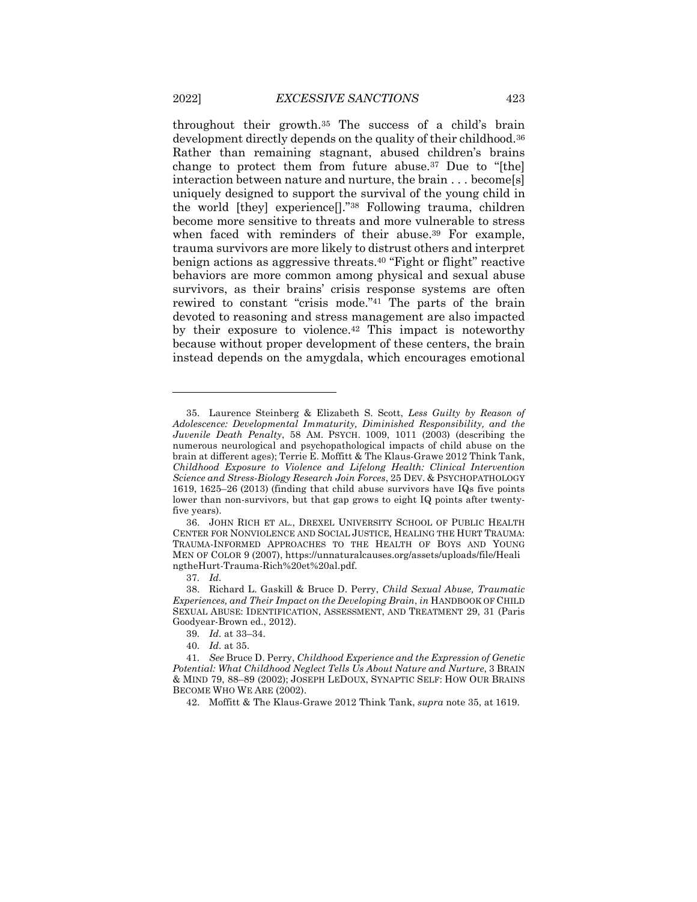throughout their growth.[35] The success of a child's brain development directly depends on the quality of their childhood.[36] Rather than remaining stagnant, abused children's brains change to protect them from future abuse.[37] Due to "[the] interaction between nature and nurture, the brain . . . become[s] uniquely designed to support the survival of the young child in the world [they] experience[]."[38] Following trauma, children become more sensitive to threats and more vulnerable to stress when faced with reminders of their abuse.[39] For example, trauma survivors are more likely to distrust others and interpret benign actions as aggressive threats.[40] "Fight or flight" reactive behaviors are more common among physical and sexual abuse survivors, as their brains' crisis response systems are often rewired to constant "crisis mode."[41] The parts of the brain devoted to reasoning and stress management are also impacted by their exposure to violence.[42] This impact is noteworthy because without proper development of these centers, the brain instead depends on the amygdala, which encourages emotional

---

35. Laurence Steinberg & Elizabeth S. Scott, *Less Guilty by Reason of Adolescence: Developmental Immaturity, Diminished Responsibility, and the Juvenile Death Penalty*, 58 AM. PSYCH. 1009, 1011 (2003) (describing the numerous neurological and psychopathological impacts of child abuse on the brain at different ages); Terrie E. Moffitt & The Klaus-Grawe 2012 Think Tank, *Childhood Exposure to Violence and Lifelong Health: Clinical Intervention Science and Stress-Biology Research Join Forces*, 25 DEV. & PSYCHOPATHOLOGY 1619, 1625–26 (2013) (finding that child abuse survivors have IQs five points lower than non-survivors, but that gap grows to eight IQ points after twenty-five years).

36. JOHN RICH ET AL., DREXEL UNIVERSITY SCHOOL OF PUBLIC HEALTH CENTER FOR NONVIOLENCE AND SOCIAL JUSTICE, HEALING THE HURT TRAUMA: TRAUMA-INFORMED APPROACHES TO THE HEALTH OF BOYS AND YOUNG MEN OF COLOR 9 (2007), https://unnaturalcauses.org/assets/uploads/file/HealingtheHurt-Trauma-Rich%20et%20al.pdf.

37. *Id.*

38. Richard L. Gaskill & Bruce D. Perry, *Child Sexual Abuse, Traumatic Experiences, and Their Impact on the Developing Brain*, *in* HANDBOOK OF CHILD SEXUAL ABUSE: IDENTIFICATION, ASSESSMENT, AND TREATMENT 29, 31 (Paris Goodyear-Brown ed., 2012).

39. *Id.* at 33–34.

40. *Id.* at 35.

41. *See* Bruce D. Perry, *Childhood Experience and the Expression of Genetic Potential: What Childhood Neglect Tells Us About Nature and Nurture*, 3 BRAIN & MIND 79, 88–89 (2002); JOSEPH LEDOUX, SYNAPTIC SELF: HOW OUR BRAINS BECOME WHO WE ARE (2002).

42. Moffitt & The Klaus-Grawe 2012 Think Tank, *supra* note 35, at 1619.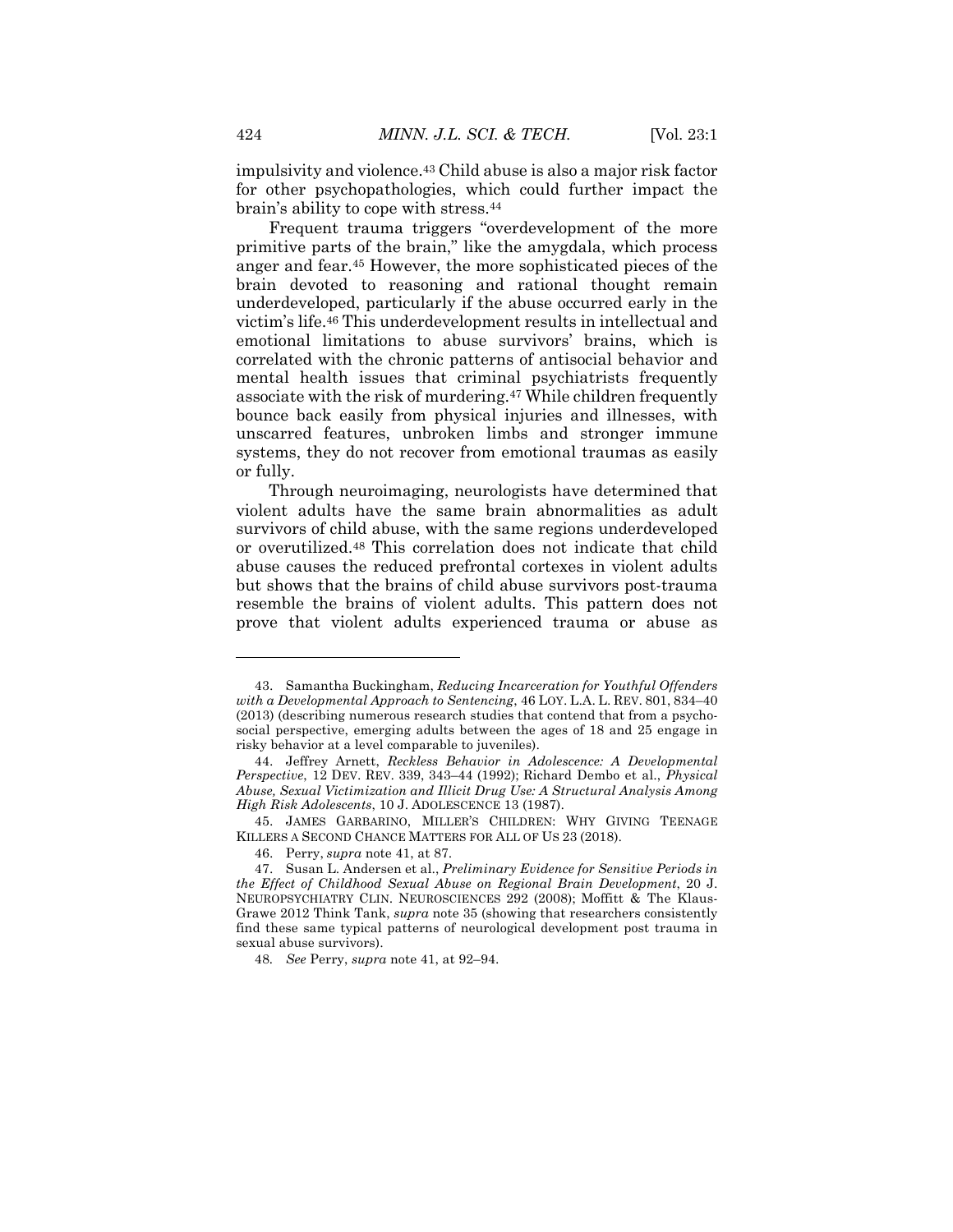impulsivity and violence.[43] Child abuse is also a major risk factor for other psychopathologies, which could further impact the brain's ability to cope with stress.[44]

Frequent trauma triggers "overdevelopment of the more primitive parts of the brain," like the amygdala, which process anger and fear.[45] However, the more sophisticated pieces of the brain devoted to reasoning and rational thought remain underdeveloped, particularly if the abuse occurred early in the victim's life.[46] This underdevelopment results in intellectual and emotional limitations to abuse survivors' brains, which is correlated with the chronic patterns of antisocial behavior and mental health issues that criminal psychiatrists frequently associate with the risk of murdering.[47] While children frequently bounce back easily from physical injuries and illnesses, with unscarred features, unbroken limbs and stronger immune systems, they do not recover from emotional traumas as easily or fully.

Through neuroimaging, neurologists have determined that violent adults have the same brain abnormalities as adult survivors of child abuse, with the same regions underdeveloped or overutilized.[48] This correlation does not indicate that child abuse causes the reduced prefrontal cortexes in violent adults but shows that the brains of child abuse survivors post-trauma resemble the brains of violent adults. This pattern does not prove that violent adults experienced trauma or abuse as

---

43. Samantha Buckingham, *Reducing Incarceration for Youthful Offenders with a Developmental Approach to Sentencing*, 46 LOY. L.A. L. REV. 801, 834–40 (2013) (describing numerous research studies that contend that from a psychosocial perspective, emerging adults between the ages of 18 and 25 engage in risky behavior at a level comparable to juveniles).

44. Jeffrey Arnett, *Reckless Behavior in Adolescence: A Developmental Perspective*, 12 DEV. REV. 339, 343–44 (1992); Richard Dembo et al., *Physical Abuse, Sexual Victimization and Illicit Drug Use: A Structural Analysis Among High Risk Adolescents*, 10 J. ADOLESCENCE 13 (1987).

45. JAMES GARBARINO, MILLER'S CHILDREN: WHY GIVING TEENAGE KILLERS A SECOND CHANCE MATTERS FOR ALL OF US 23 (2018).

46. Perry, *supra* note 41, at 87.

47. Susan L. Andersen et al., *Preliminary Evidence for Sensitive Periods in the Effect of Childhood Sexual Abuse on Regional Brain Development*, 20 J. NEUROPSYCHIATRY CLIN. NEUROSCIENCES 292 (2008); Moffitt & The Klaus-Grawe 2012 Think Tank, *supra* note 35 (showing that researchers consistently find these same typical patterns of neurological development post trauma in sexual abuse survivors).

48. *See* Perry, *supra* note 41, at 92–94.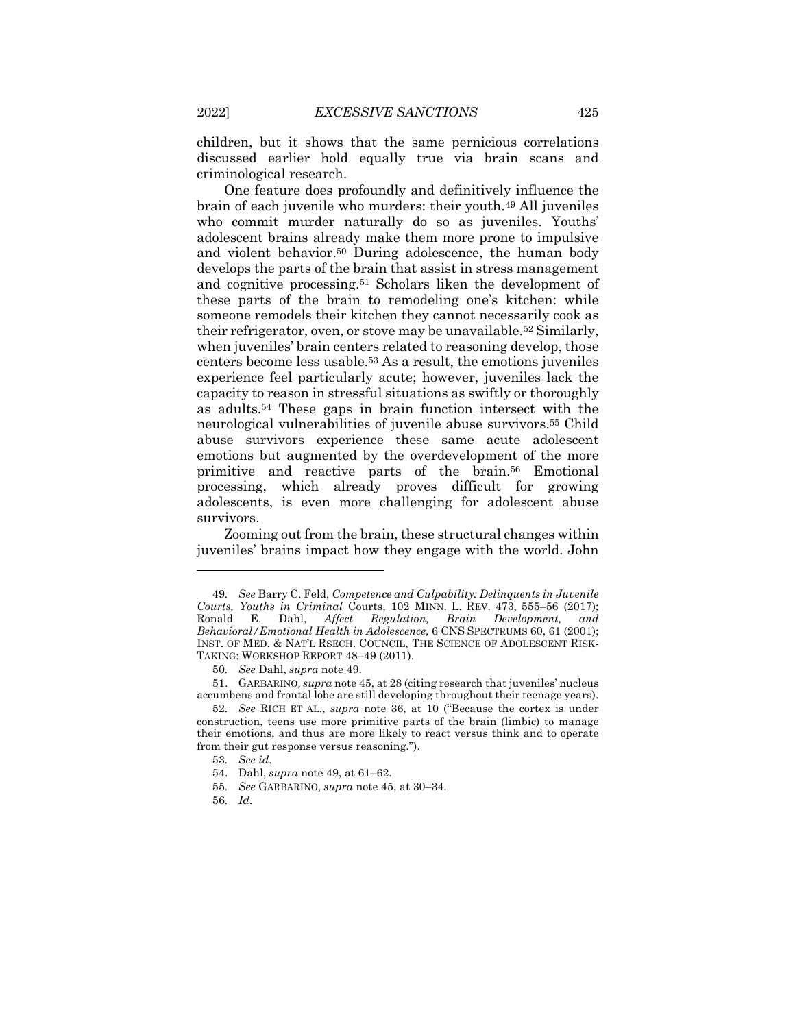children, but it shows that the same pernicious correlations discussed earlier hold equally true via brain scans and criminological research.

One feature does profoundly and definitively influence the brain of each juvenile who murders: their youth.[49] All juveniles who commit murder naturally do so as juveniles. Youths' adolescent brains already make them more prone to impulsive and violent behavior.[50] During adolescence, the human body develops the parts of the brain that assist in stress management and cognitive processing.[51] Scholars liken the development of these parts of the brain to remodeling one's kitchen: while someone remodels their kitchen they cannot necessarily cook as their refrigerator, oven, or stove may be unavailable.[52] Similarly, when juveniles' brain centers related to reasoning develop, those centers become less usable.[53] As a result, the emotions juveniles experience feel particularly acute; however, juveniles lack the capacity to reason in stressful situations as swiftly or thoroughly as adults.[54] These gaps in brain function intersect with the neurological vulnerabilities of juvenile abuse survivors.[55] Child abuse survivors experience these same acute adolescent emotions but augmented by the overdevelopment of the more primitive and reactive parts of the brain.[56] Emotional processing, which already proves difficult for growing adolescents, is even more challenging for adolescent abuse survivors.

Zooming out from the brain, these structural changes within juveniles' brains impact how they engage with the world. John

---

49. *See* Barry C. Feld, *Competence and Culpability: Delinquents in Juvenile Courts, Youths in Criminal* Courts, 102 MINN. L. REV. 473, 555–56 (2017); Ronald E. Dahl, *Affect Regulation, Brain Development, and Behavioral/Emotional Health in Adolescence,* 6 CNS SPECTRUMS 60, 61 (2001); INST. OF MED. & NAT'L RSECH. COUNCIL, THE SCIENCE OF ADOLESCENT RISK-TAKING: WORKSHOP REPORT 48–49 (2011).

50. *See* Dahl, *supra* note 49.

51. GARBARINO, *supra* note 45, at 28 (citing research that juveniles' nucleus accumbens and frontal lobe are still developing throughout their teenage years).

52. *See* RICH ET AL., *supra* note 36, at 10 ("Because the cortex is under construction, teens use more primitive parts of the brain (limbic) to manage their emotions, and thus are more likely to react versus think and to operate from their gut response versus reasoning.").

53. *See id.*

54. Dahl, *supra* note 49, at 61–62.

55. *See* GARBARINO, *supra* note 45, at 30–34.

56. *Id.*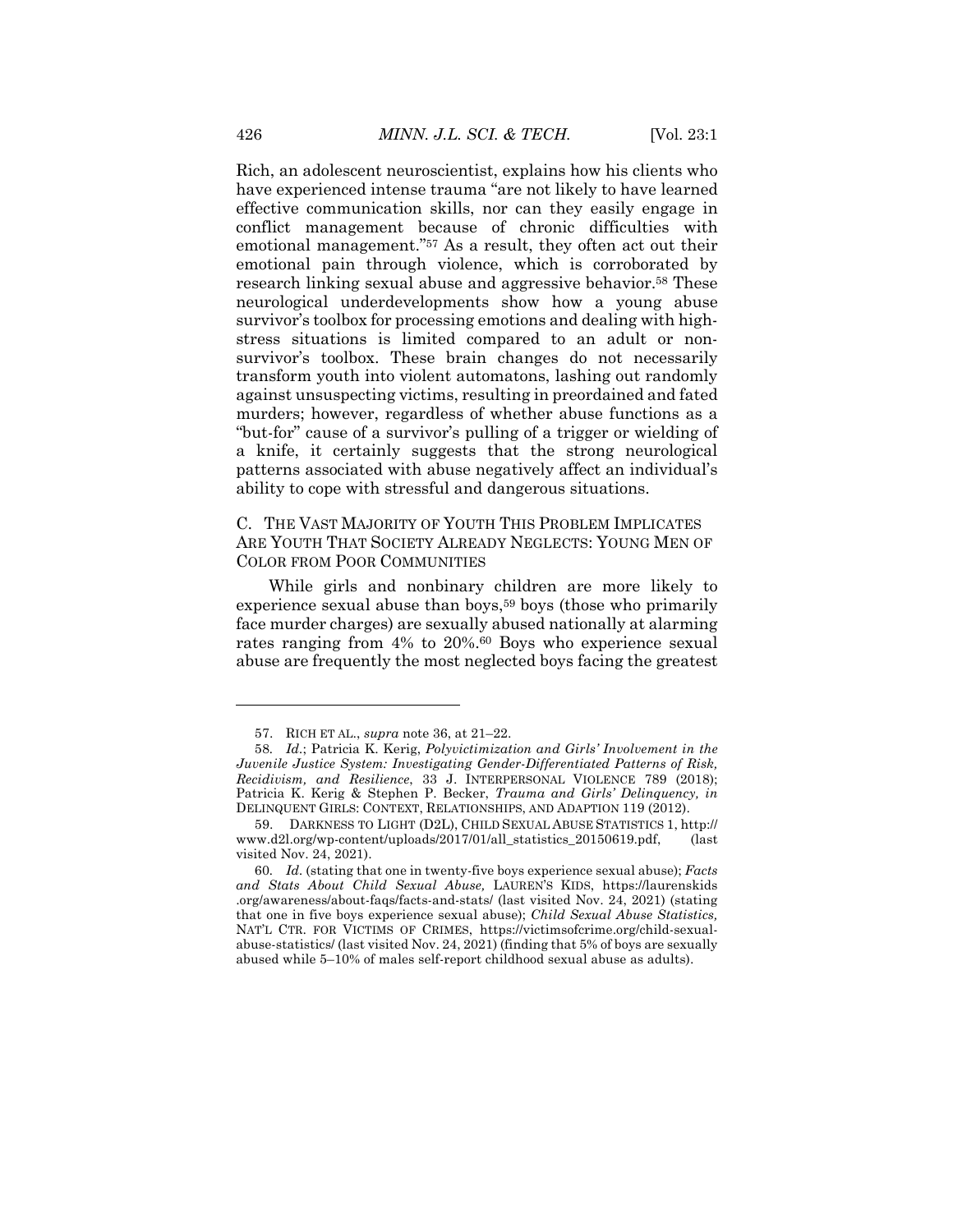Rich, an adolescent neuroscientist, explains how his clients who have experienced intense trauma "are not likely to have learned effective communication skills, nor can they easily engage in conflict management because of chronic difficulties with emotional management."[57] As a result, they often act out their emotional pain through violence, which is corroborated by research linking sexual abuse and aggressive behavior.[58] These neurological underdevelopments show how a young abuse survivor's toolbox for processing emotions and dealing with high-stress situations is limited compared to an adult or non-survivor's toolbox. These brain changes do not necessarily transform youth into violent automatons, lashing out randomly against unsuspecting victims, resulting in preordained and fated murders; however, regardless of whether abuse functions as a "but-for" cause of a survivor's pulling of a trigger or wielding of a knife, it certainly suggests that the strong neurological patterns associated with abuse negatively affect an individual's ability to cope with stressful and dangerous situations.

### C. The Vast Majority of Youth This Problem Implicates Are Youth That Society Already Neglects: Young Men of Color from Poor Communities

While girls and nonbinary children are more likely to experience sexual abuse than boys,[59] boys (those who primarily face murder charges) are sexually abused nationally at alarming rates ranging from 4% to 20%.[60] Boys who experience sexual abuse are frequently the most neglected boys facing the greatest

---

57. RICH ET AL., *supra* note 36, at 21–22.

58. *Id.*; Patricia K. Kerig, *Polyvictimization and Girls' Involvement in the Juvenile Justice System: Investigating Gender-Differentiated Patterns of Risk, Recidivism, and Resilience*, 33 J. INTERPERSONAL VIOLENCE 789 (2018); Patricia K. Kerig & Stephen P. Becker, *Trauma and Girls' Delinquency, in* DELINQUENT GIRLS: CONTEXT, RELATIONSHIPS, AND ADAPTION 119 (2012).

59. DARKNESS TO LIGHT (D2L), CHILD SEXUAL ABUSE STATISTICS 1, http://www.d2l.org/wp-content/uploads/2017/01/all_statistics_20150619.pdf, (last visited Nov. 24, 2021).

60. *Id.* (stating that one in twenty-five boys experience sexual abuse); *Facts and Stats About Child Sexual Abuse,* LAUREN'S KIDS, https://laurenskids.org/awareness/about-faqs/facts-and-stats/ (last visited Nov. 24, 2021) (stating that one in five boys experience sexual abuse); *Child Sexual Abuse Statistics,* NAT'L CTR. FOR VICTIMS OF CRIMES, https://victimsofcrime.org/child-sexual-abuse-statistics/ (last visited Nov. 24, 2021) (finding that 5% of boys are sexually abused while 5–10% of males self-report childhood sexual abuse as adults).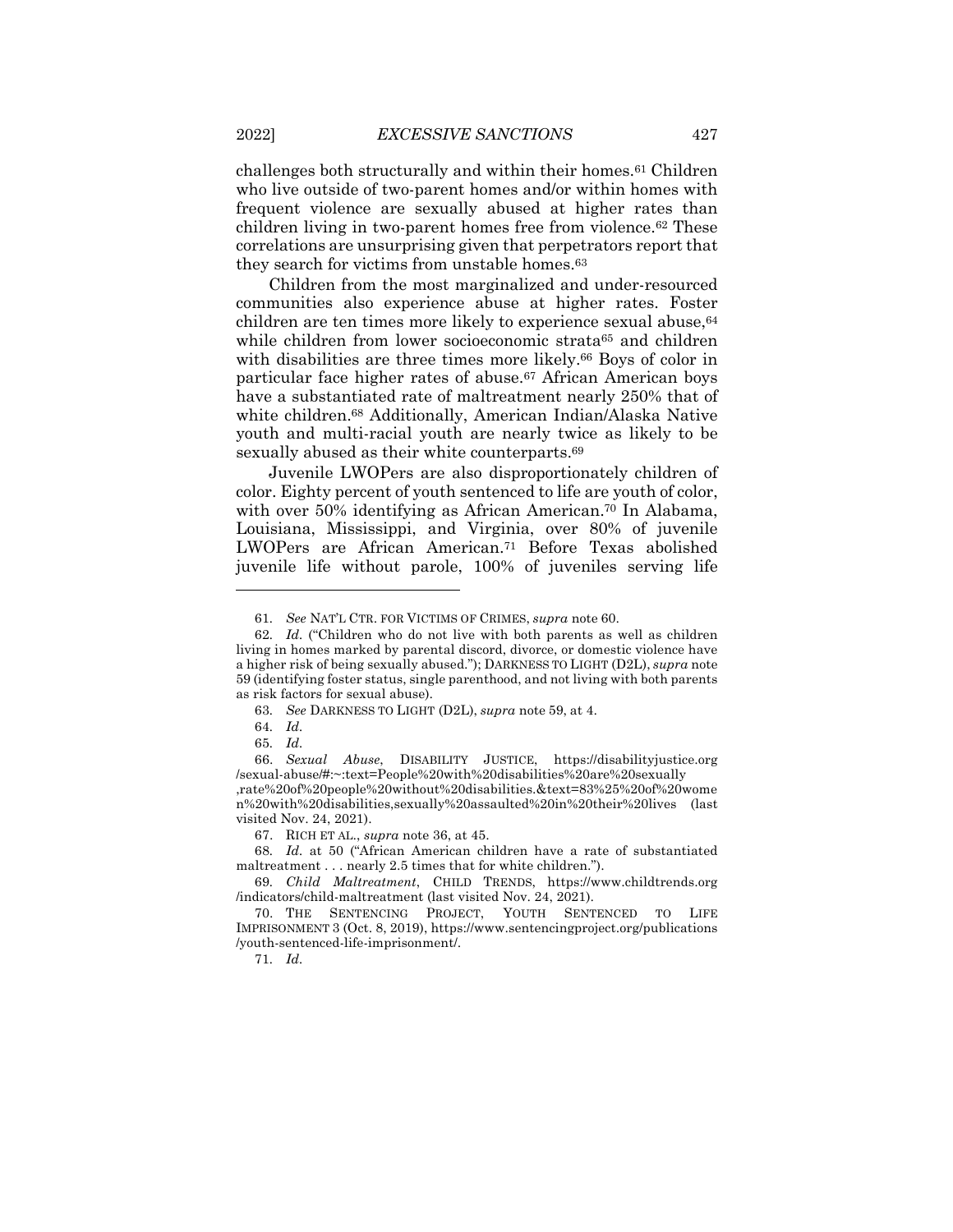challenges both structurally and within their homes.[61] Children who live outside of two-parent homes and/or within homes with frequent violence are sexually abused at higher rates than children living in two-parent homes free from violence.[62] These correlations are unsurprising given that perpetrators report that they search for victims from unstable homes.[63]

Children from the most marginalized and under-resourced communities also experience abuse at higher rates. Foster children are ten times more likely to experience sexual abuse,[64] while children from lower socioeconomic strata[65] and children with disabilities are three times more likely.[66] Boys of color in particular face higher rates of abuse.[67] African American boys have a substantiated rate of maltreatment nearly 250% that of white children.[68] Additionally, American Indian/Alaska Native youth and multi-racial youth are nearly twice as likely to be sexually abused as their white counterparts.[69]

Juvenile LWOPers are also disproportionately children of color. Eighty percent of youth sentenced to life are youth of color, with over 50% identifying as African American.[70] In Alabama, Louisiana, Mississippi, and Virginia, over 80% of juvenile LWOPers are African American.[71] Before Texas abolished juvenile life without parole, 100% of juveniles serving life

---

61. *See* NAT'L CTR. FOR VICTIMS OF CRIMES, *supra* note 60.

62. *Id.* ("Children who do not live with both parents as well as children living in homes marked by parental discord, divorce, or domestic violence have a higher risk of being sexually abused."); DARKNESS TO LIGHT (D2L), *supra* note 59 (identifying foster status, single parenthood, and not living with both parents as risk factors for sexual abuse).

63. *See* DARKNESS TO LIGHT (D2L), *supra* note 59, at 4.

64. *Id.*

65. *Id.*

66. *Sexual Abuse*, DISABILITY JUSTICE, https://disabilityjustice.org/sexual-abuse/#:~:text=People%20with%20disabilities%20are%20sexually,rate%20of%20people%20without%20disabilities.&text=83%25%20of%20women%20with%20disabilities,sexually%20assaulted%20in%20their%20lives (last visited Nov. 24, 2021).

67. RICH ET AL., *supra* note 36, at 45.

68. *Id.* at 50 ("African American children have a rate of substantiated maltreatment . . . nearly 2.5 times that for white children.").

69. *Child Maltreatment*, CHILD TRENDS, https://www.childtrends.org/indicators/child-maltreatment (last visited Nov. 24, 2021).

70. THE SENTENCING PROJECT, YOUTH SENTENCED TO LIFE IMPRISONMENT 3 (Oct. 8, 2019), https://www.sentencingproject.org/publications/youth-sentenced-life-imprisonment/.

71. *Id.*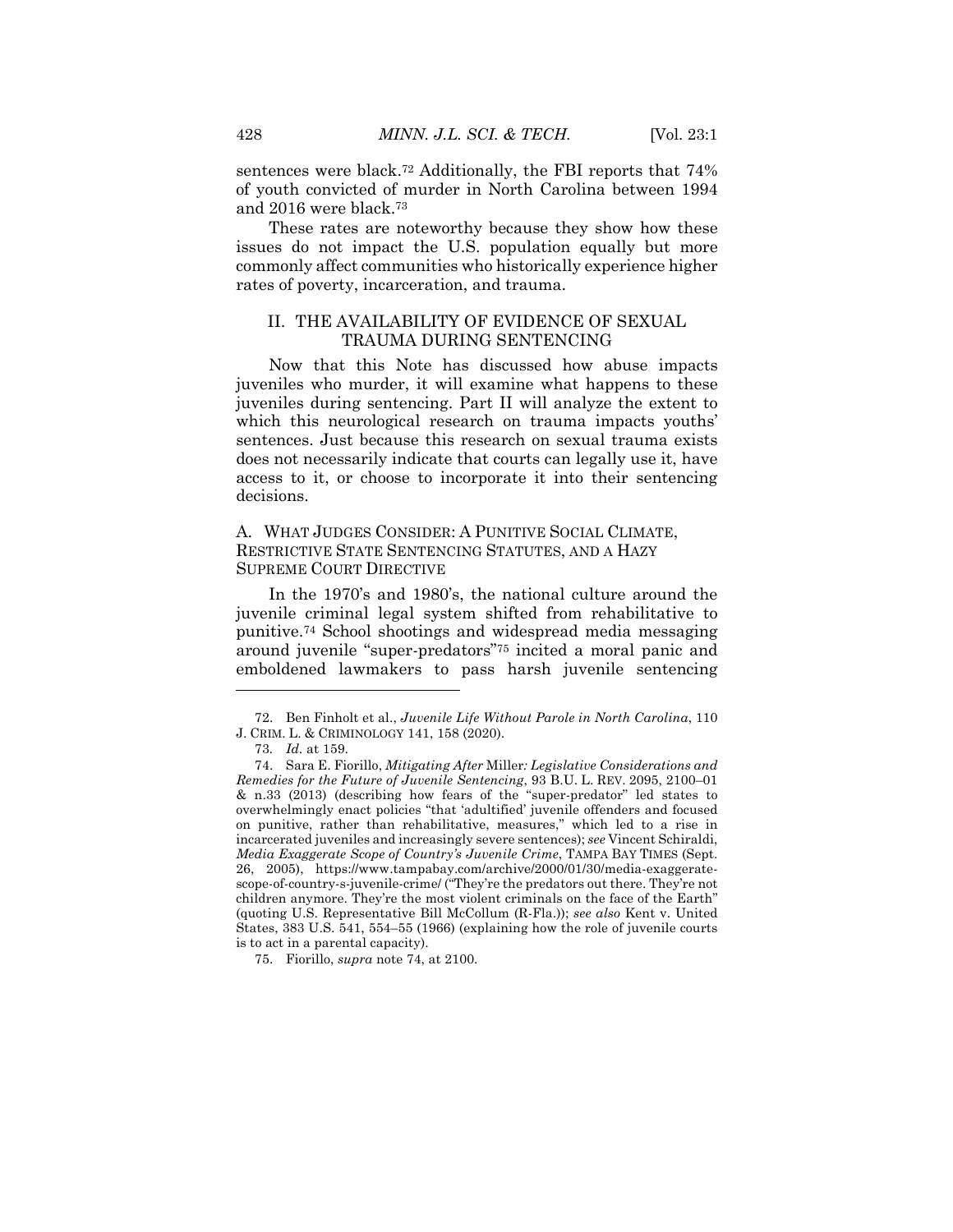sentences were black.[72] Additionally, the FBI reports that 74% of youth convicted of murder in North Carolina between 1994 and 2016 were black.[73]

These rates are noteworthy because they show how these issues do not impact the U.S. population equally but more commonly affect communities who historically experience higher rates of poverty, incarceration, and trauma.

## II. THE AVAILABILITY OF EVIDENCE OF SEXUAL TRAUMA DURING SENTENCING

Now that this Note has discussed how abuse impacts juveniles who murder, it will examine what happens to these juveniles during sentencing. Part II will analyze the extent to which this neurological research on trauma impacts youths' sentences. Just because this research on sexual trauma exists does not necessarily indicate that courts can legally use it, have access to it, or choose to incorporate it into their sentencing decisions.

### A. WHAT JUDGES CONSIDER: A PUNITIVE SOCIAL CLIMATE, RESTRICTIVE STATE SENTENCING STATUTES, AND A HAZY SUPREME COURT DIRECTIVE

In the 1970's and 1980's, the national culture around the juvenile criminal legal system shifted from rehabilitative to punitive.[74] School shootings and widespread media messaging around juvenile "super-predators"[75] incited a moral panic and emboldened lawmakers to pass harsh juvenile sentencing

---

72. Ben Finholt et al., *Juvenile Life Without Parole in North Carolina*, 110 J. CRIM. L. & CRIMINOLOGY 141, 158 (2020).

73. *Id.* at 159.

74. Sara E. Fiorillo, *Mitigating After* Miller*: Legislative Considerations and Remedies for the Future of Juvenile Sentencing*, 93 B.U. L. REV. 2095, 2100–01 & n.33 (2013) (describing how fears of the "super-predator" led states to overwhelmingly enact policies "that 'adultified' juvenile offenders and focused on punitive, rather than rehabilitative, measures," which led to a rise in incarcerated juveniles and increasingly severe sentences); *see* Vincent Schiraldi, *Media Exaggerate Scope of Country's Juvenile Crime*, TAMPA BAY TIMES (Sept. 26, 2005), https://www.tampabay.com/archive/2000/01/30/media-exaggerate-scope-of-country-s-juvenile-crime/ ("They're the predators out there. They're not children anymore. They're the most violent criminals on the face of the Earth" (quoting U.S. Representative Bill McCollum (R-Fla.)); *see also* Kent v. United States, 383 U.S. 541, 554–55 (1966) (explaining how the role of juvenile courts is to act in a parental capacity).

75. Fiorillo, *supra* note 74, at 2100.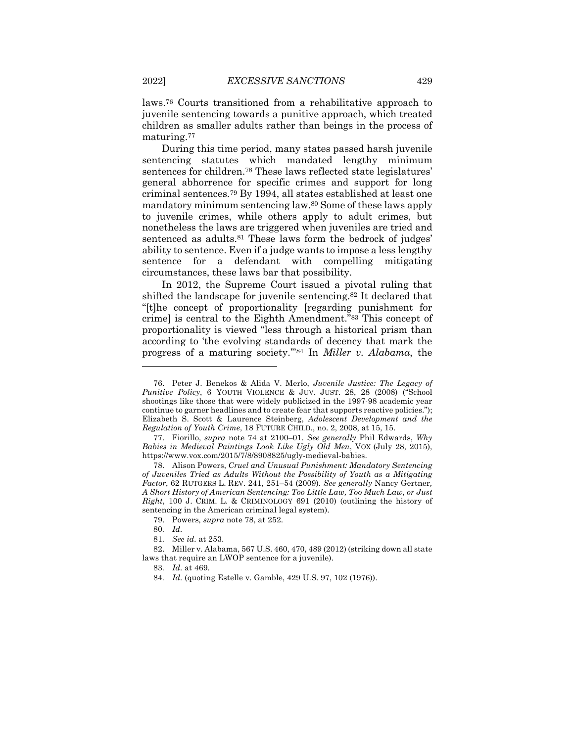laws.[76] Courts transitioned from a rehabilitative approach to juvenile sentencing towards a punitive approach, which treated children as smaller adults rather than beings in the process of maturing.[77]

During this time period, many states passed harsh juvenile sentencing statutes which mandated lengthy minimum sentences for children.[78] These laws reflected state legislatures' general abhorrence for specific crimes and support for long criminal sentences.[79] By 1994, all states established at least one mandatory minimum sentencing law.[80] Some of these laws apply to juvenile crimes, while others apply to adult crimes, but nonetheless the laws are triggered when juveniles are tried and sentenced as adults.[81] These laws form the bedrock of judges' ability to sentence. Even if a judge wants to impose a less lengthy sentence for a defendant with compelling mitigating circumstances, these laws bar that possibility.

In 2012, the Supreme Court issued a pivotal ruling that shifted the landscape for juvenile sentencing.[82] It declared that "[t]he concept of proportionality [regarding punishment for crime] is central to the Eighth Amendment."[83] This concept of proportionality is viewed "less through a historical prism than according to 'the evolving standards of decency that mark the progress of a maturing society.'"[84] In *Miller v. Alabama*, the

---

76. Peter J. Benekos & Alida V. Merlo, *Juvenile Justice: The Legacy of Punitive Policy*, 6 YOUTH VIOLENCE & JUV. JUST. 28, 28 (2008) ("School shootings like those that were widely publicized in the 1997-98 academic year continue to garner headlines and to create fear that supports reactive policies."); Elizabeth S. Scott & Laurence Steinberg, *Adolescent Development and the Regulation of Youth Crime*, 18 FUTURE CHILD., no. 2, 2008, at 15, 15.

77. Fiorillo, *supra* note 74 at 2100–01. *See generally* Phil Edwards, *Why Babies in Medieval Paintings Look Like Ugly Old Men*, VOX (July 28, 2015), https://www.vox.com/2015/7/8/8908825/ugly-medieval-babies.

78. Alison Powers, *Cruel and Unusual Punishment: Mandatory Sentencing of Juveniles Tried as Adults Without the Possibility of Youth as a Mitigating Factor*, 62 RUTGERS L. REV. 241, 251–54 (2009). *See generally* Nancy Gertner, *A Short History of American Sentencing: Too Little Law, Too Much Law, or Just Right*, 100 J. CRIM. L. & CRIMINOLOGY 691 (2010) (outlining the history of sentencing in the American criminal legal system).

79. Powers*, supra* note 78, at 252.

80. *Id.*

81. *See id.* at 253.

82. Miller v. Alabama, 567 U.S. 460, 470, 489 (2012) (striking down all state laws that require an LWOP sentence for a juvenile).

83. *Id.* at 469.

84. *Id.* (quoting Estelle v. Gamble, 429 U.S. 97, 102 (1976)).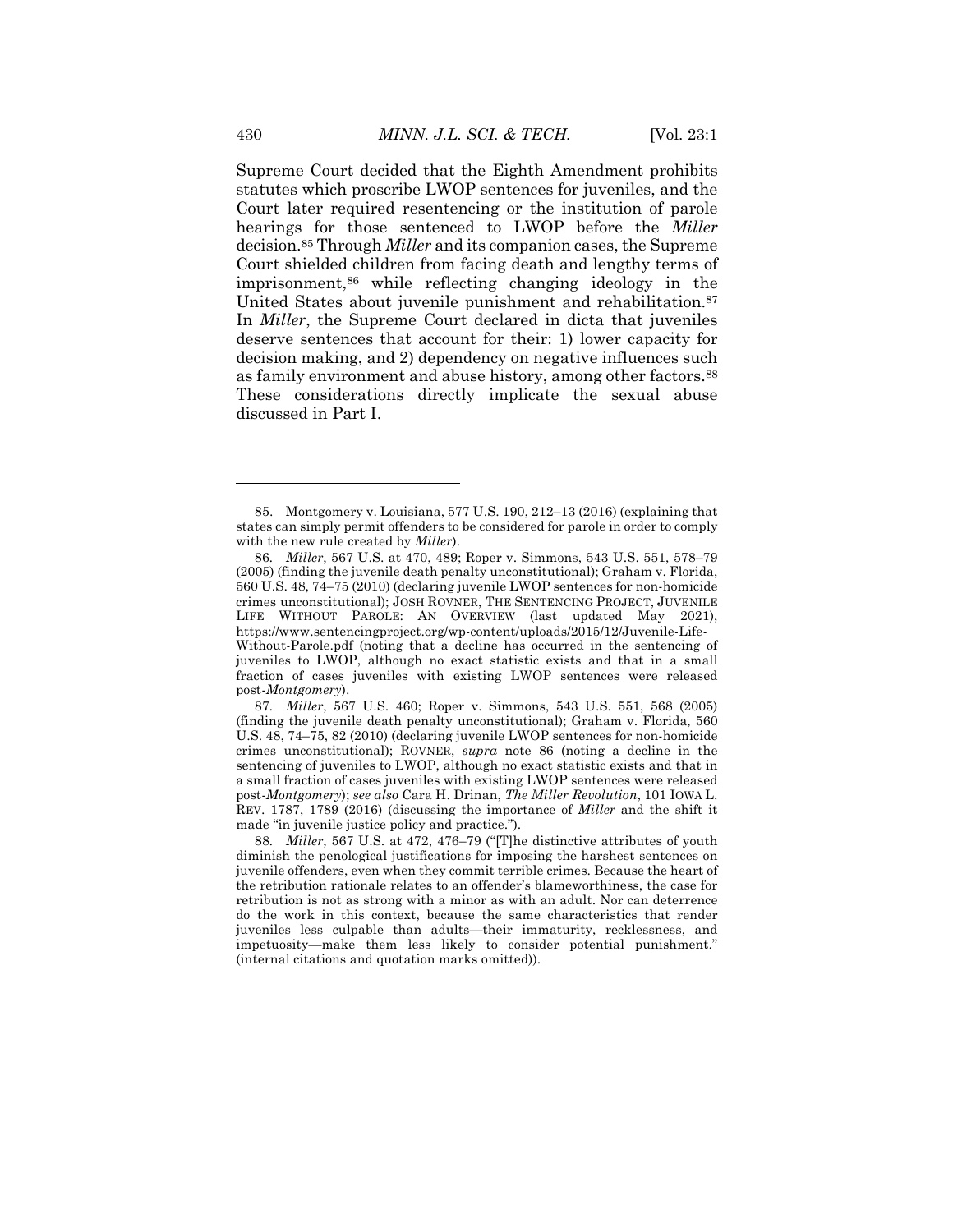Supreme Court decided that the Eighth Amendment prohibits statutes which proscribe LWOP sentences for juveniles, and the Court later required resentencing or the institution of parole hearings for those sentenced to LWOP before the *Miller* decision.[85] Through *Miller* and its companion cases, the Supreme Court shielded children from facing death and lengthy terms of imprisonment,[86] while reflecting changing ideology in the United States about juvenile punishment and rehabilitation.[87] In *Miller*, the Supreme Court declared in dicta that juveniles deserve sentences that account for their: 1) lower capacity for decision making, and 2) dependency on negative influences such as family environment and abuse history, among other factors.[88] These considerations directly implicate the sexual abuse discussed in Part I.

---

85. Montgomery v. Louisiana, 577 U.S. 190, 212–13 (2016) (explaining that states can simply permit offenders to be considered for parole in order to comply with the new rule created by *Miller*).

86. *Miller*, 567 U.S. at 470, 489; Roper v. Simmons, 543 U.S. 551, 578–79 (2005) (finding the juvenile death penalty unconstitutional); Graham v. Florida, 560 U.S. 48, 74–75 (2010) (declaring juvenile LWOP sentences for non-homicide crimes unconstitutional); JOSH ROVNER, THE SENTENCING PROJECT, JUVENILE LIFE WITHOUT PAROLE: AN OVERVIEW (last updated May 2021), https://www.sentencingproject.org/wp-content/uploads/2015/12/Juvenile-Life-Without-Parole.pdf (noting that a decline has occurred in the sentencing of juveniles to LWOP, although no exact statistic exists and that in a small fraction of cases juveniles with existing LWOP sentences were released post-*Montgomery*).

87. *Miller*, 567 U.S. 460; Roper v. Simmons, 543 U.S. 551, 568 (2005) (finding the juvenile death penalty unconstitutional); Graham v. Florida, 560 U.S. 48, 74–75, 82 (2010) (declaring juvenile LWOP sentences for non-homicide crimes unconstitutional); ROVNER, *supra* note 86 (noting a decline in the sentencing of juveniles to LWOP, although no exact statistic exists and that in a small fraction of cases juveniles with existing LWOP sentences were released post-*Montgomery*); *see also* Cara H. Drinan, *The Miller Revolution*, 101 IOWA L. REV. 1787, 1789 (2016) (discussing the importance of *Miller* and the shift it made "in juvenile justice policy and practice.").

88. *Miller*, 567 U.S. at 472, 476–79 ("[T]he distinctive attributes of youth diminish the penological justifications for imposing the harshest sentences on juvenile offenders, even when they commit terrible crimes. Because the heart of the retribution rationale relates to an offender's blameworthiness, the case for retribution is not as strong with a minor as with an adult. Nor can deterrence do the work in this context, because the same characteristics that render juveniles less culpable than adults—their immaturity, recklessness, and impetuosity—make them less likely to consider potential punishment." (internal citations and quotation marks omitted)).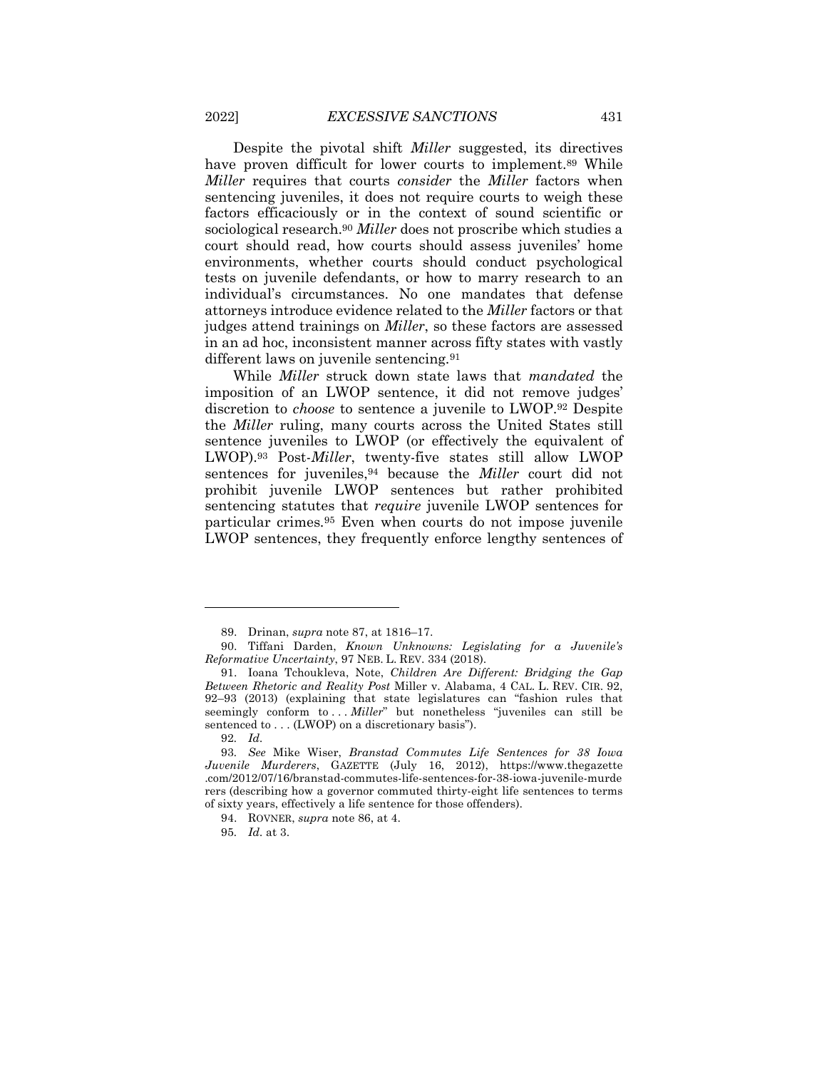Despite the pivotal shift *Miller* suggested, its directives have proven difficult for lower courts to implement.[89] While *Miller* requires that courts *consider* the *Miller* factors when sentencing juveniles, it does not require courts to weigh these factors efficaciously or in the context of sound scientific or sociological research.[90] *Miller* does not proscribe which studies a court should read, how courts should assess juveniles' home environments, whether courts should conduct psychological tests on juvenile defendants, or how to marry research to an individual's circumstances. No one mandates that defense attorneys introduce evidence related to the *Miller* factors or that judges attend trainings on *Miller*, so these factors are assessed in an ad hoc, inconsistent manner across fifty states with vastly different laws on juvenile sentencing.[91]

While *Miller* struck down state laws that *mandated* the imposition of an LWOP sentence, it did not remove judges' discretion to *choose* to sentence a juvenile to LWOP.[92] Despite the *Miller* ruling, many courts across the United States still sentence juveniles to LWOP (or effectively the equivalent of LWOP).[93] Post-*Miller*, twenty-five states still allow LWOP sentences for juveniles,[94] because the *Miller* court did not prohibit juvenile LWOP sentences but rather prohibited sentencing statutes that *require* juvenile LWOP sentences for particular crimes.[95] Even when courts do not impose juvenile LWOP sentences, they frequently enforce lengthy sentences of

---

89. Drinan, *supra* note 87, at 1816–17.

90. Tiffani Darden, *Known Unknowns: Legislating for a Juvenile's Reformative Uncertainty*, 97 NEB. L. REV. 334 (2018).

91. Ioana Tchoukleva, Note, *Children Are Different: Bridging the Gap Between Rhetoric and Reality Post* Miller v. Alabama, 4 CAL. L. REV. CIR. 92, 92–93 (2013) (explaining that state legislatures can "fashion rules that seemingly conform to . . . *Miller*" but nonetheless "juveniles can still be sentenced to . . . (LWOP) on a discretionary basis").

92. *Id.*

93. *See* Mike Wiser, *Branstad Commutes Life Sentences for 38 Iowa Juvenile Murderers*, GAZETTE (July 16, 2012), https://www.thegazette.com/2012/07/16/branstad-commutes-life-sentences-for-38-iowa-juvenile-murderers (describing how a governor commuted thirty-eight life sentences to terms of sixty years, effectively a life sentence for those offenders).

94. ROVNER, *supra* note 86, at 4.

95. *Id.* at 3.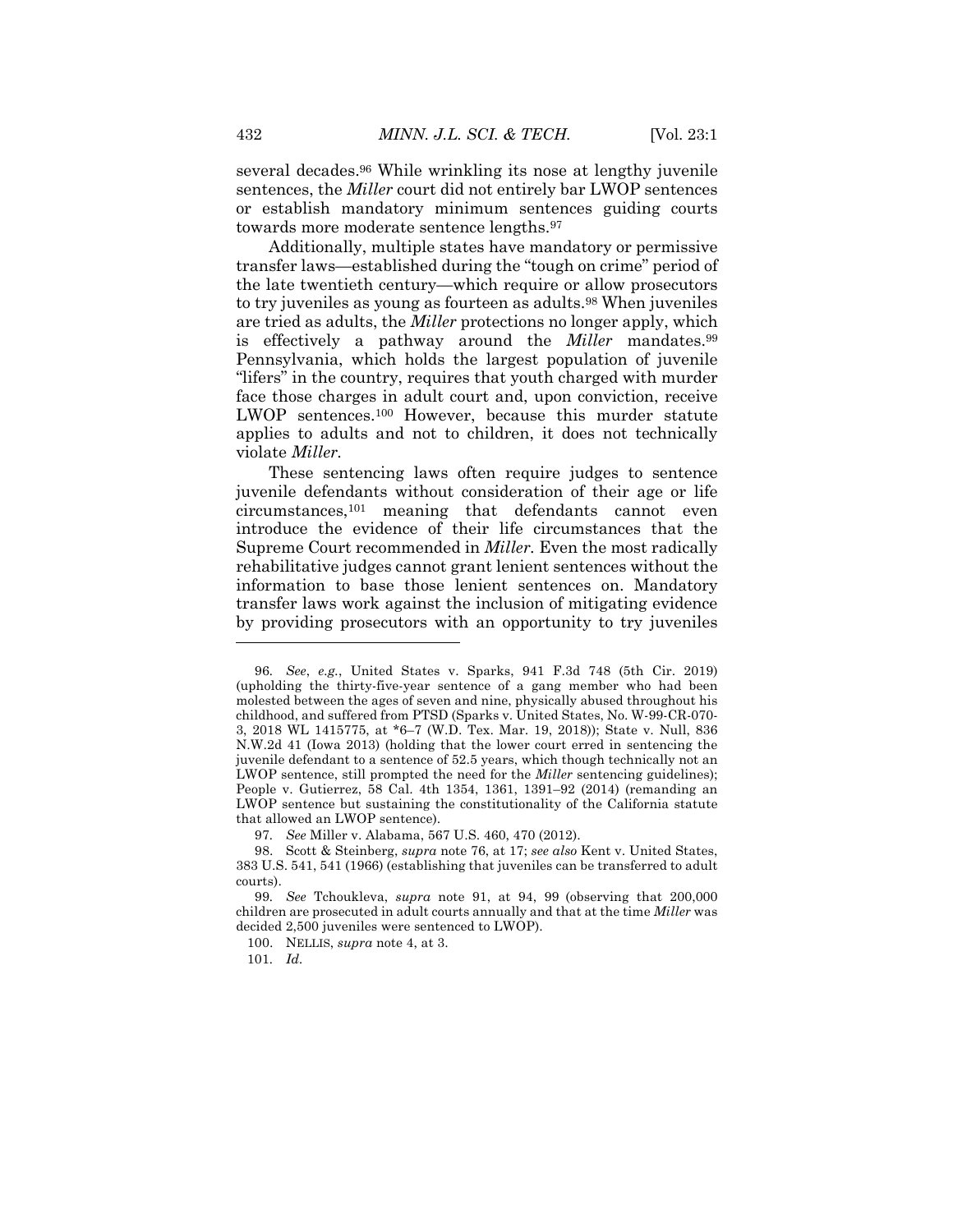several decades.[96] While wrinkling its nose at lengthy juvenile sentences, the *Miller* court did not entirely bar LWOP sentences or establish mandatory minimum sentences guiding courts towards more moderate sentence lengths.[97]

Additionally, multiple states have mandatory or permissive transfer laws—established during the "tough on crime" period of the late twentieth century—which require or allow prosecutors to try juveniles as young as fourteen as adults.[98] When juveniles are tried as adults, the *Miller* protections no longer apply, which is effectively a pathway around the *Miller* mandates.[99] Pennsylvania, which holds the largest population of juvenile "lifers" in the country, requires that youth charged with murder face those charges in adult court and, upon conviction, receive LWOP sentences.[100] However, because this murder statute applies to adults and not to children, it does not technically violate *Miller*.

These sentencing laws often require judges to sentence juvenile defendants without consideration of their age or life circumstances,[101] meaning that defendants cannot even introduce the evidence of their life circumstances that the Supreme Court recommended in *Miller*. Even the most radically rehabilitative judges cannot grant lenient sentences without the information to base those lenient sentences on. Mandatory transfer laws work against the inclusion of mitigating evidence by providing prosecutors with an opportunity to try juveniles

---

96. *See*, *e.g.*, United States v. Sparks, 941 F.3d 748 (5th Cir. 2019) (upholding the thirty-five-year sentence of a gang member who had been molested between the ages of seven and nine, physically abused throughout his childhood, and suffered from PTSD (Sparks v. United States, No. W-99-CR-070-3, 2018 WL 1415775, at *6–7 (W.D. Tex. Mar. 19, 2018)); State v. Null, 836 N.W.2d 41 (Iowa 2013) (holding that the lower court erred in sentencing the juvenile defendant to a sentence of 52.5 years, which though technically not an LWOP sentence, still prompted the need for the *Miller* sentencing guidelines); People v. Gutierrez, 58 Cal. 4th 1354, 1361, 1391–92 (2014) (remanding an LWOP sentence but sustaining the constitutionality of the California statute that allowed an LWOP sentence).

97. *See* Miller v. Alabama, 567 U.S. 460, 470 (2012).

98. Scott & Steinberg, *supra* note 76, at 17; *see also* Kent v. United States, 383 U.S. 541, 541 (1966) (establishing that juveniles can be transferred to adult courts).

99. *See* Tchoukleva, *supra* note 91, at 94, 99 (observing that 200,000 children are prosecuted in adult courts annually and that at the time *Miller* was decided 2,500 juveniles were sentenced to LWOP).

100. NELLIS, *supra* note 4, at 3.

101. *Id.*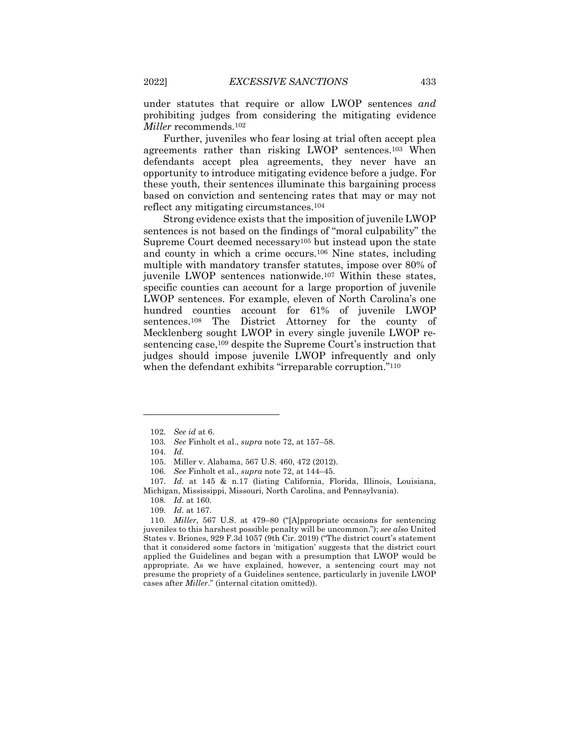under statutes that require or allow LWOP sentences *and* prohibiting judges from considering the mitigating evidence *Miller* recommends.[102]

Further, juveniles who fear losing at trial often accept plea agreements rather than risking LWOP sentences.[103] When defendants accept plea agreements, they never have an opportunity to introduce mitigating evidence before a judge. For these youth, their sentences illuminate this bargaining process based on conviction and sentencing rates that may or may not reflect any mitigating circumstances.[104]

Strong evidence exists that the imposition of juvenile LWOP sentences is not based on the findings of "moral culpability" the Supreme Court deemed necessary[105] but instead upon the state and county in which a crime occurs.[106] Nine states, including multiple with mandatory transfer statutes, impose over 80% of juvenile LWOP sentences nationwide.[107] Within these states, specific counties can account for a large proportion of juvenile LWOP sentences. For example, eleven of North Carolina's one hundred counties account for 61% of juvenile LWOP sentences.[108] The District Attorney for the county of Mecklenberg sought LWOP in every single juvenile LWOP re-sentencing case,[109] despite the Supreme Court's instruction that judges should impose juvenile LWOP infrequently and only when the defendant exhibits "irreparable corruption."[110]

---

102. *See id* at 6.

103. *See* Finholt et al., *supra* note 72, at 157–58.

104. *Id.*

105. Miller v. Alabama, 567 U.S. 460, 472 (2012).

106. *See* Finholt et al., *supra* note 72, at 144–45.

107. *Id.* at 145 & n.17 (listing California, Florida, Illinois, Louisiana, Michigan, Mississippi, Missouri, North Carolina, and Pennsylvania).

108. *Id.* at 160.

109. *Id.* at 167.

110. *Miller*, 567 U.S. at 479–80 ("[A]ppropriate occasions for sentencing juveniles to this harshest possible penalty will be uncommon."); *see also* United States v. Briones, 929 F.3d 1057 (9th Cir. 2019) ("The district court's statement that it considered some factors in 'mitigation' suggests that the district court applied the Guidelines and began with a presumption that LWOP would be appropriate. As we have explained, however, a sentencing court may not presume the propriety of a Guidelines sentence, particularly in juvenile LWOP cases after *Miller*." (internal citation omitted)).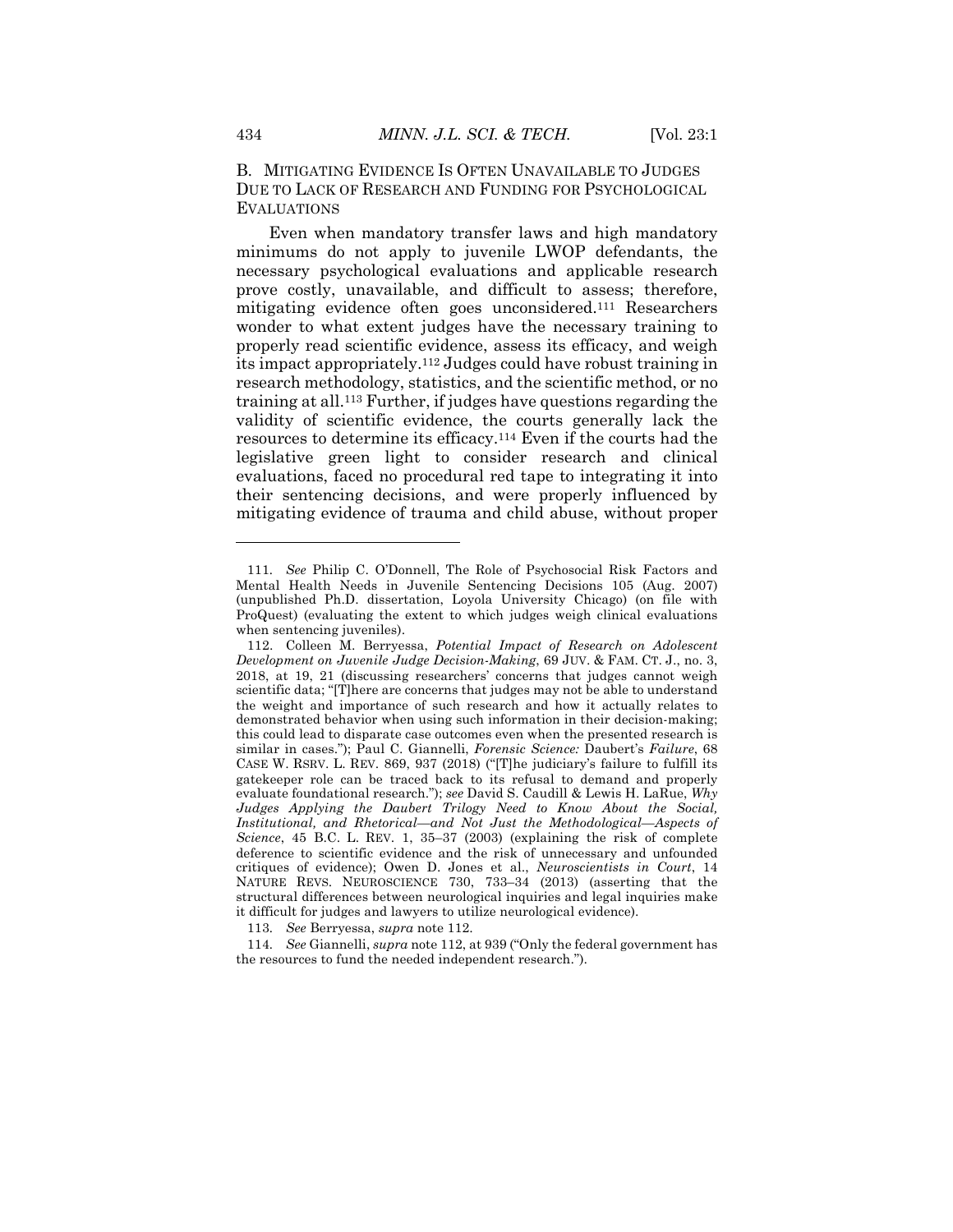### B. Mitigating Evidence Is Often Unavailable to Judges Due to Lack of Research and Funding for Psychological Evaluations

Even when mandatory transfer laws and high mandatory minimums do not apply to juvenile LWOP defendants, the necessary psychological evaluations and applicable research prove costly, unavailable, and difficult to assess; therefore, mitigating evidence often goes unconsidered.[111] Researchers wonder to what extent judges have the necessary training to properly read scientific evidence, assess its efficacy, and weigh its impact appropriately.[112] Judges could have robust training in research methodology, statistics, and the scientific method, or no training at all.[113] Further, if judges have questions regarding the validity of scientific evidence, the courts generally lack the resources to determine its efficacy.[114] Even if the courts had the legislative green light to consider research and clinical evaluations, faced no procedural red tape to integrating it into their sentencing decisions, and were properly influenced by mitigating evidence of trauma and child abuse, without proper

---

111. *See* Philip C. O'Donnell, The Role of Psychosocial Risk Factors and Mental Health Needs in Juvenile Sentencing Decisions 105 (Aug. 2007) (unpublished Ph.D. dissertation, Loyola University Chicago) (on file with ProQuest) (evaluating the extent to which judges weigh clinical evaluations when sentencing juveniles).

112. Colleen M. Berryessa, *Potential Impact of Research on Adolescent Development on Juvenile Judge Decision-Making*, 69 JUV. & FAM. CT. J., no. 3, 2018, at 19, 21 (discussing researchers' concerns that judges cannot weigh scientific data; "[T]here are concerns that judges may not be able to understand the weight and importance of such research and how it actually relates to demonstrated behavior when using such information in their decision-making; this could lead to disparate case outcomes even when the presented research is similar in cases."); Paul C. Giannelli, *Forensic Science:* Daubert's *Failure*, 68 CASE W. RSRV. L. REV. 869, 937 (2018) ("[T]he judiciary's failure to fulfill its gatekeeper role can be traced back to its refusal to demand and properly evaluate foundational research."); *see* David S. Caudill & Lewis H. LaRue, *Why Judges Applying the Daubert Trilogy Need to Know About the Social, Institutional, and Rhetorical—and Not Just the Methodological—Aspects of Science*, 45 B.C. L. REV. 1, 35–37 (2003) (explaining the risk of complete deference to scientific evidence and the risk of unnecessary and unfounded critiques of evidence); Owen D. Jones et al., *Neuroscientists in Court*, 14 NATURE REVS. NEUROSCIENCE 730, 733–34 (2013) (asserting that the structural differences between neurological inquiries and legal inquiries make it difficult for judges and lawyers to utilize neurological evidence).

113. *See* Berryessa, *supra* note 112.

114. *See* Giannelli, *supra* note 112, at 939 ("Only the federal government has the resources to fund the needed independent research.").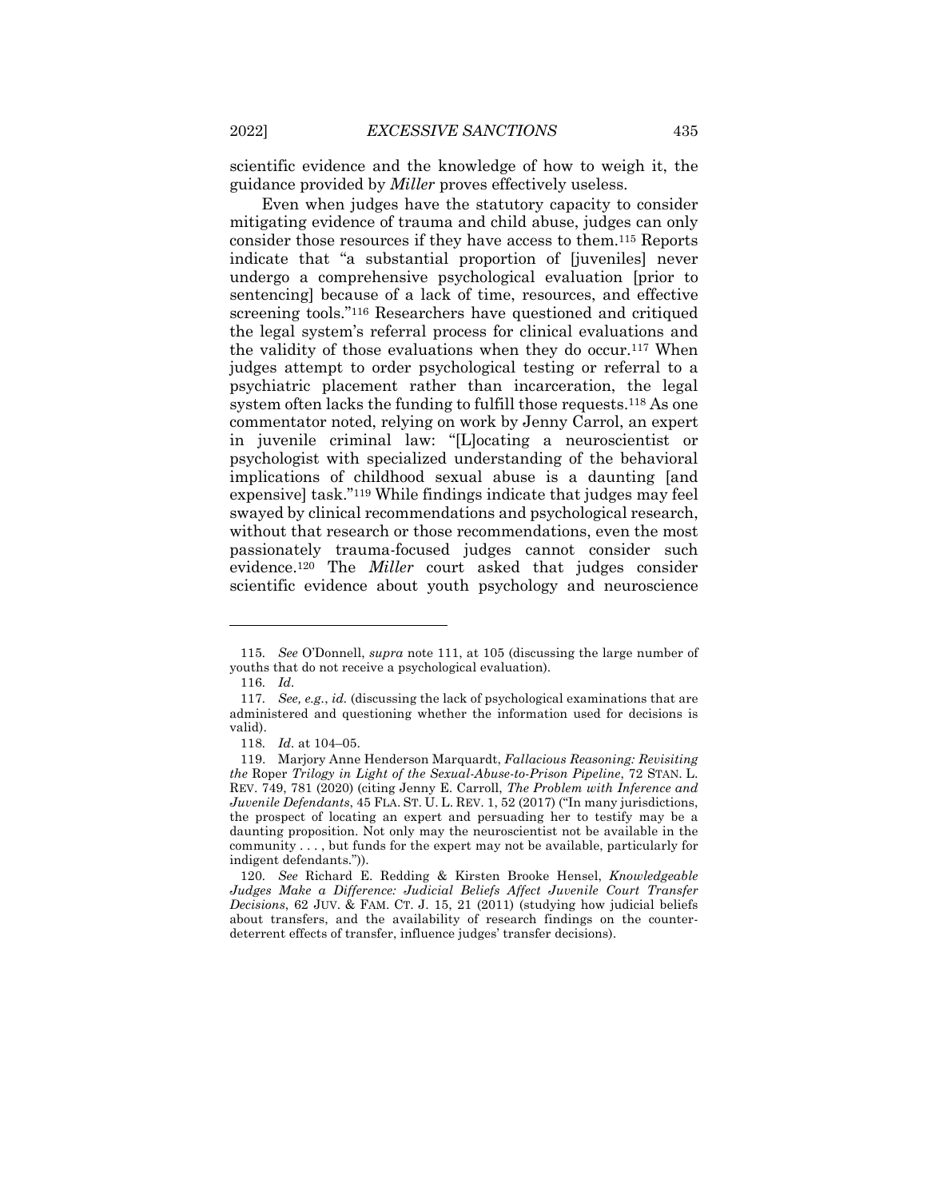scientific evidence and the knowledge of how to weigh it, the guidance provided by *Miller* proves effectively useless.

Even when judges have the statutory capacity to consider mitigating evidence of trauma and child abuse, judges can only consider those resources if they have access to them.[115] Reports indicate that "a substantial proportion of [juveniles] never undergo a comprehensive psychological evaluation [prior to sentencing] because of a lack of time, resources, and effective screening tools."[116] Researchers have questioned and critiqued the legal system's referral process for clinical evaluations and the validity of those evaluations when they do occur.[117] When judges attempt to order psychological testing or referral to a psychiatric placement rather than incarceration, the legal system often lacks the funding to fulfill those requests.[118] As one commentator noted, relying on work by Jenny Carrol, an expert in juvenile criminal law: "[L]ocating a neuroscientist or psychologist with specialized understanding of the behavioral implications of childhood sexual abuse is a daunting [and expensive] task."[119] While findings indicate that judges may feel swayed by clinical recommendations and psychological research, without that research or those recommendations, even the most passionately trauma-focused judges cannot consider such evidence.[120] The *Miller* court asked that judges consider scientific evidence about youth psychology and neuroscience

---

115. *See* O'Donnell, *supra* note 111, at 105 (discussing the large number of youths that do not receive a psychological evaluation).

116. *Id.*

117. *See, e.g.*, *id.* (discussing the lack of psychological examinations that are administered and questioning whether the information used for decisions is valid).

118. *Id.* at 104–05.

119. Marjory Anne Henderson Marquardt, *Fallacious Reasoning: Revisiting the* Roper *Trilogy in Light of the Sexual-Abuse-to-Prison Pipeline*, 72 STAN. L. REV. 749, 781 (2020) (citing Jenny E. Carroll, *The Problem with Inference and Juvenile Defendants*, 45 FLA. ST. U. L. REV. 1, 52 (2017) ("In many jurisdictions, the prospect of locating an expert and persuading her to testify may be a daunting proposition. Not only may the neuroscientist not be available in the community . . . , but funds for the expert may not be available, particularly for indigent defendants.")).

120. *See* Richard E. Redding & Kirsten Brooke Hensel, *Knowledgeable Judges Make a Difference: Judicial Beliefs Affect Juvenile Court Transfer Decisions*, 62 JUV. & FAM. CT. J. 15, 21 (2011) (studying how judicial beliefs about transfers, and the availability of research findings on the counter-deterrent effects of transfer, influence judges' transfer decisions).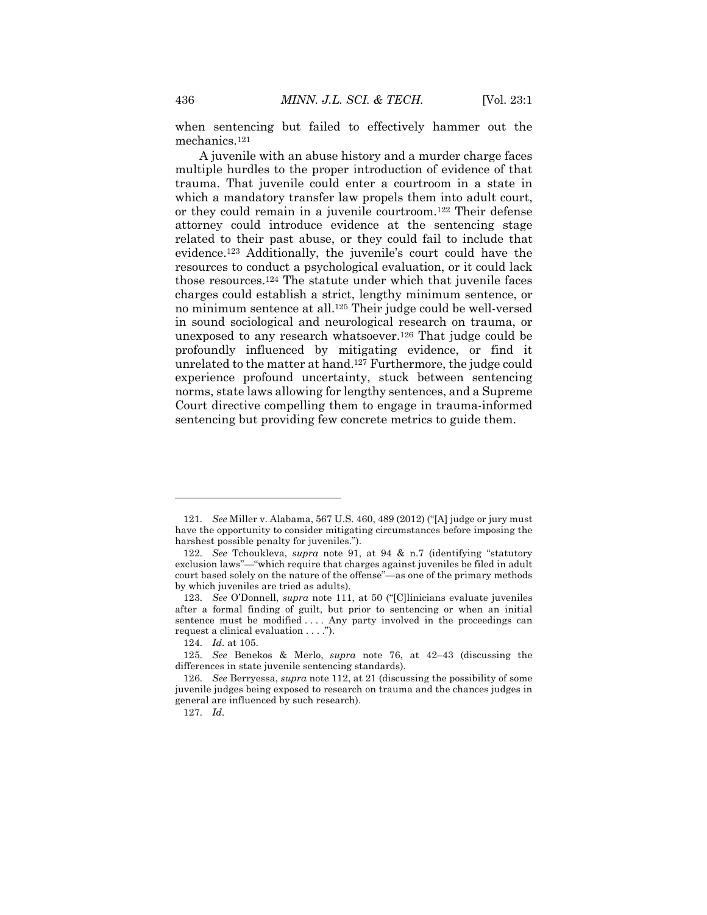when sentencing but failed to effectively hammer out the mechanics.[121]

A juvenile with an abuse history and a murder charge faces multiple hurdles to the proper introduction of evidence of that trauma. That juvenile could enter a courtroom in a state in which a mandatory transfer law propels them into adult court, or they could remain in a juvenile courtroom.[122] Their defense attorney could introduce evidence at the sentencing stage related to their past abuse, or they could fail to include that evidence.[123] Additionally, the juvenile's court could have the resources to conduct a psychological evaluation, or it could lack those resources.[124] The statute under which that juvenile faces charges could establish a strict, lengthy minimum sentence, or no minimum sentence at all.[125] Their judge could be well-versed in sound sociological and neurological research on trauma, or unexposed to any research whatsoever.[126] That judge could be profoundly influenced by mitigating evidence, or find it unrelated to the matter at hand.[127] Furthermore, the judge could experience profound uncertainty, stuck between sentencing norms, state laws allowing for lengthy sentences, and a Supreme Court directive compelling them to engage in trauma-informed sentencing but providing few concrete metrics to guide them.

---

121. *See* Miller v. Alabama, 567 U.S. 460, 489 (2012) ("[A] judge or jury must have the opportunity to consider mitigating circumstances before imposing the harshest possible penalty for juveniles.").

122. *See* Tchoukleva, *supra* note 91, at 94 & n.7 (identifying "statutory exclusion laws"—"which require that charges against juveniles be filed in adult court based solely on the nature of the offense"—as one of the primary methods by which juveniles are tried as adults).

123. *See* O'Donnell, *supra* note 111, at 50 ("[C]linicians evaluate juveniles after a formal finding of guilt, but prior to sentencing or when an initial sentence must be modified . . . . Any party involved in the proceedings can request a clinical evaluation . . . .").

124. *Id.* at 105.

125. *See* Benekos & Merlo, *supra* note 76, at 42–43 (discussing the differences in state juvenile sentencing standards).

126. *See* Berryessa, *supra* note 112, at 21 (discussing the possibility of some juvenile judges being exposed to research on trauma and the chances judges in general are influenced by such research).

127. *Id.*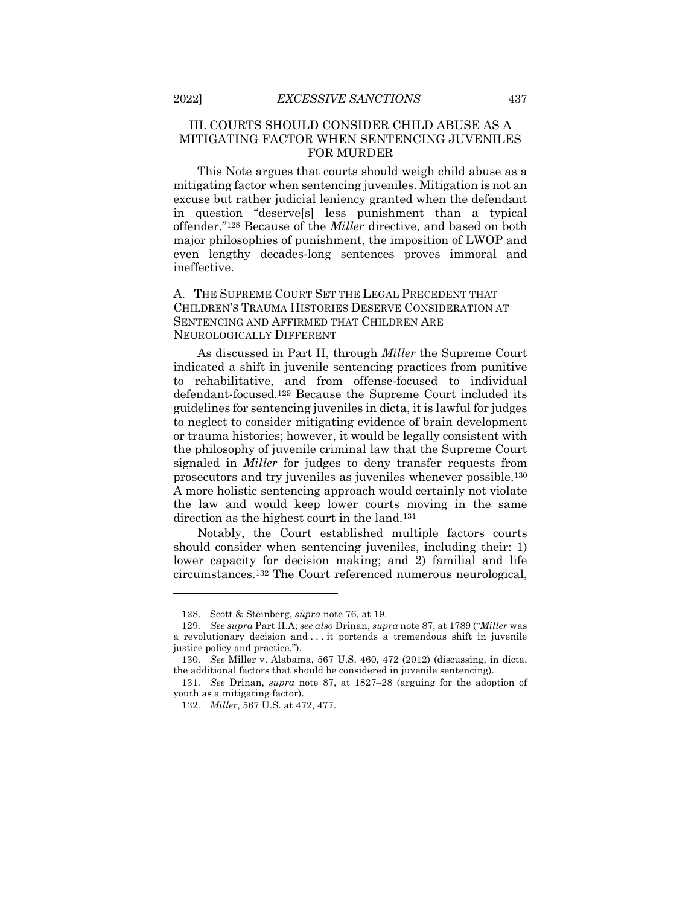## III. COURTS SHOULD CONSIDER CHILD ABUSE AS A MITIGATING FACTOR WHEN SENTENCING JUVENILES FOR MURDER

This Note argues that courts should weigh child abuse as a mitigating factor when sentencing juveniles. Mitigation is not an excuse but rather judicial leniency granted when the defendant in question "deserve[s] less punishment than a typical offender."[128] Because of the *Miller* directive, and based on both major philosophies of punishment, the imposition of LWOP and even lengthy decades-long sentences proves immoral and ineffective.

### A. THE SUPREME COURT SET THE LEGAL PRECEDENT THAT CHILDREN'S TRAUMA HISTORIES DESERVE CONSIDERATION AT SENTENCING AND AFFIRMED THAT CHILDREN ARE NEUROLOGICALLY DIFFERENT

As discussed in Part II, through *Miller* the Supreme Court indicated a shift in juvenile sentencing practices from punitive to rehabilitative, and from offense-focused to individual defendant-focused.[129] Because the Supreme Court included its guidelines for sentencing juveniles in dicta, it is lawful for judges to neglect to consider mitigating evidence of brain development or trauma histories; however, it would be legally consistent with the philosophy of juvenile criminal law that the Supreme Court signaled in *Miller* for judges to deny transfer requests from prosecutors and try juveniles as juveniles whenever possible.[130] A more holistic sentencing approach would certainly not violate the law and would keep lower courts moving in the same direction as the highest court in the land.[131]

Notably, the Court established multiple factors courts should consider when sentencing juveniles, including their: 1) lower capacity for decision making; and 2) familial and life circumstances.[132] The Court referenced numerous neurological,

---

128. Scott & Steinberg, *supra* note 76, at 19.

129. *See supra* Part II.A; *see also* Drinan, *supra* note 87, at 1789 ("*Miller* was a revolutionary decision and . . . it portends a tremendous shift in juvenile justice policy and practice.").

130. *See* Miller v. Alabama, 567 U.S. 460, 472 (2012) (discussing, in dicta, the additional factors that should be considered in juvenile sentencing).

131. *See* Drinan, *supra* note 87, at 1827–28 (arguing for the adoption of youth as a mitigating factor).

132. *Miller*, 567 U.S. at 472, 477.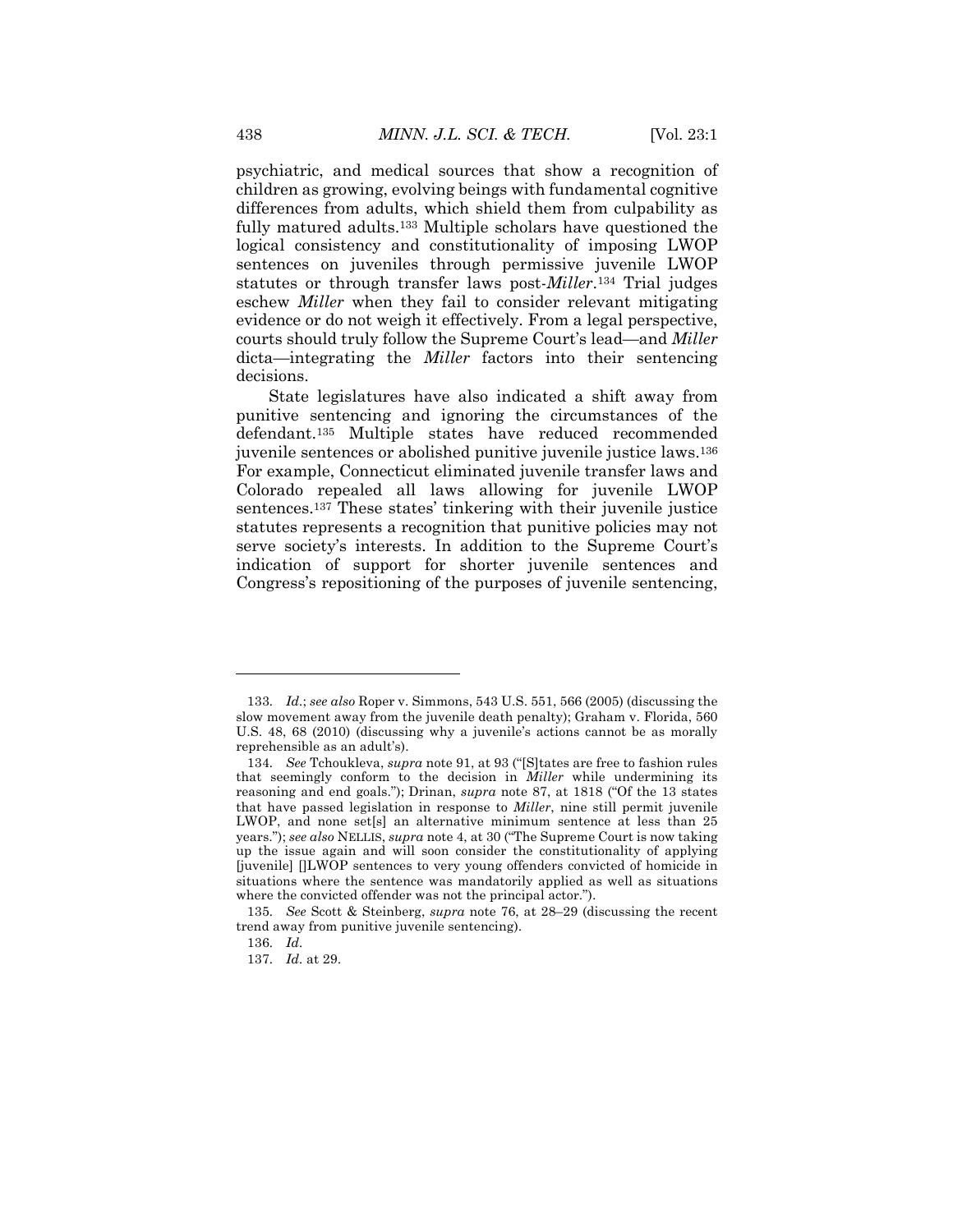psychiatric, and medical sources that show a recognition of children as growing, evolving beings with fundamental cognitive differences from adults, which shield them from culpability as fully matured adults.[133] Multiple scholars have questioned the logical consistency and constitutionality of imposing LWOP sentences on juveniles through permissive juvenile LWOP statutes or through transfer laws post-*Miller*.[134] Trial judges eschew *Miller* when they fail to consider relevant mitigating evidence or do not weigh it effectively. From a legal perspective, courts should truly follow the Supreme Court's lead—and *Miller* dicta—integrating the *Miller* factors into their sentencing decisions.

State legislatures have also indicated a shift away from punitive sentencing and ignoring the circumstances of the defendant.[135] Multiple states have reduced recommended juvenile sentences or abolished punitive juvenile justice laws.[136] For example, Connecticut eliminated juvenile transfer laws and Colorado repealed all laws allowing for juvenile LWOP sentences.[137] These states' tinkering with their juvenile justice statutes represents a recognition that punitive policies may not serve society's interests. In addition to the Supreme Court's indication of support for shorter juvenile sentences and Congress's repositioning of the purposes of juvenile sentencing,

---

133. *Id.*; *see also* Roper v. Simmons, 543 U.S. 551, 566 (2005) (discussing the slow movement away from the juvenile death penalty); Graham v. Florida, 560 U.S. 48, 68 (2010) (discussing why a juvenile's actions cannot be as morally reprehensible as an adult's).

134. *See* Tchoukleva, *supra* note 91, at 93 ("[S]tates are free to fashion rules that seemingly conform to the decision in *Miller* while undermining its reasoning and end goals."); Drinan, *supra* note 87, at 1818 ("Of the 13 states that have passed legislation in response to *Miller*, nine still permit juvenile LWOP, and none set[s] an alternative minimum sentence at less than 25 years."); *see also* NELLIS, *supra* note 4, at 30 ("The Supreme Court is now taking up the issue again and will soon consider the constitutionality of applying [juvenile] []LWOP sentences to very young offenders convicted of homicide in situations where the sentence was mandatorily applied as well as situations where the convicted offender was not the principal actor.").

135. *See* Scott & Steinberg, *supra* note 76, at 28–29 (discussing the recent trend away from punitive juvenile sentencing).

136. *Id.*

137. *Id.* at 29.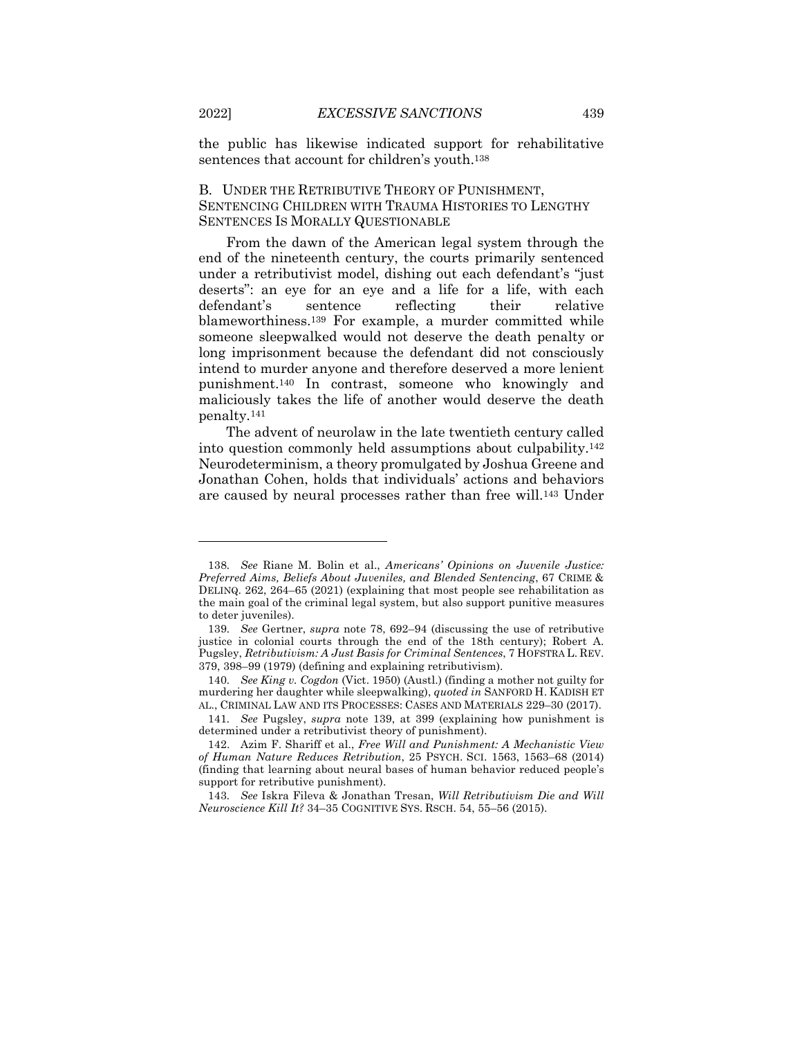the public has likewise indicated support for rehabilitative sentences that account for children's youth.[138]

### B. UNDER THE RETRIBUTIVE THEORY OF PUNISHMENT, SENTENCING CHILDREN WITH TRAUMA HISTORIES TO LENGTHY SENTENCES IS MORALLY QUESTIONABLE

From the dawn of the American legal system through the end of the nineteenth century, the courts primarily sentenced under a retributivist model, dishing out each defendant's "just deserts": an eye for an eye and a life for a life, with each defendant's sentence reflecting their relative blameworthiness.[139] For example, a murder committed while someone sleepwalked would not deserve the death penalty or long imprisonment because the defendant did not consciously intend to murder anyone and therefore deserved a more lenient punishment.[140] In contrast, someone who knowingly and maliciously takes the life of another would deserve the death penalty.[141]

The advent of neurolaw in the late twentieth century called into question commonly held assumptions about culpability.[142] Neurodeterminism, a theory promulgated by Joshua Greene and Jonathan Cohen, holds that individuals' actions and behaviors are caused by neural processes rather than free will.[143] Under

---

138. *See* Riane M. Bolin et al., *Americans' Opinions on Juvenile Justice: Preferred Aims, Beliefs About Juveniles, and Blended Sentencing*, 67 CRIME & DELINQ. 262, 264–65 (2021) (explaining that most people see rehabilitation as the main goal of the criminal legal system, but also support punitive measures to deter juveniles).

139. *See* Gertner, *supra* note 78, 692–94 (discussing the use of retributive justice in colonial courts through the end of the 18th century); Robert A. Pugsley, *Retributivism: A Just Basis for Criminal Sentences*, 7 HOFSTRA L. REV. 379, 398–99 (1979) (defining and explaining retributivism).

140. *See King v. Cogdon* (Vict. 1950) (Austl.) (finding a mother not guilty for murdering her daughter while sleepwalking), *quoted in* SANFORD H. KADISH ET AL., CRIMINAL LAW AND ITS PROCESSES: CASES AND MATERIALS 229–30 (2017).

141. *See* Pugsley, *supra* note 139, at 399 (explaining how punishment is determined under a retributivist theory of punishment).

142. Azim F. Shariff et al., *Free Will and Punishment: A Mechanistic View of Human Nature Reduces Retribution*, 25 PSYCH. SCI. 1563, 1563–68 (2014) (finding that learning about neural bases of human behavior reduced people's support for retributive punishment).

143. *See* Iskra Fileva & Jonathan Tresan, *Will Retributivism Die and Will Neuroscience Kill It?* 34–35 COGNITIVE SYS. RSCH. 54, 55–56 (2015).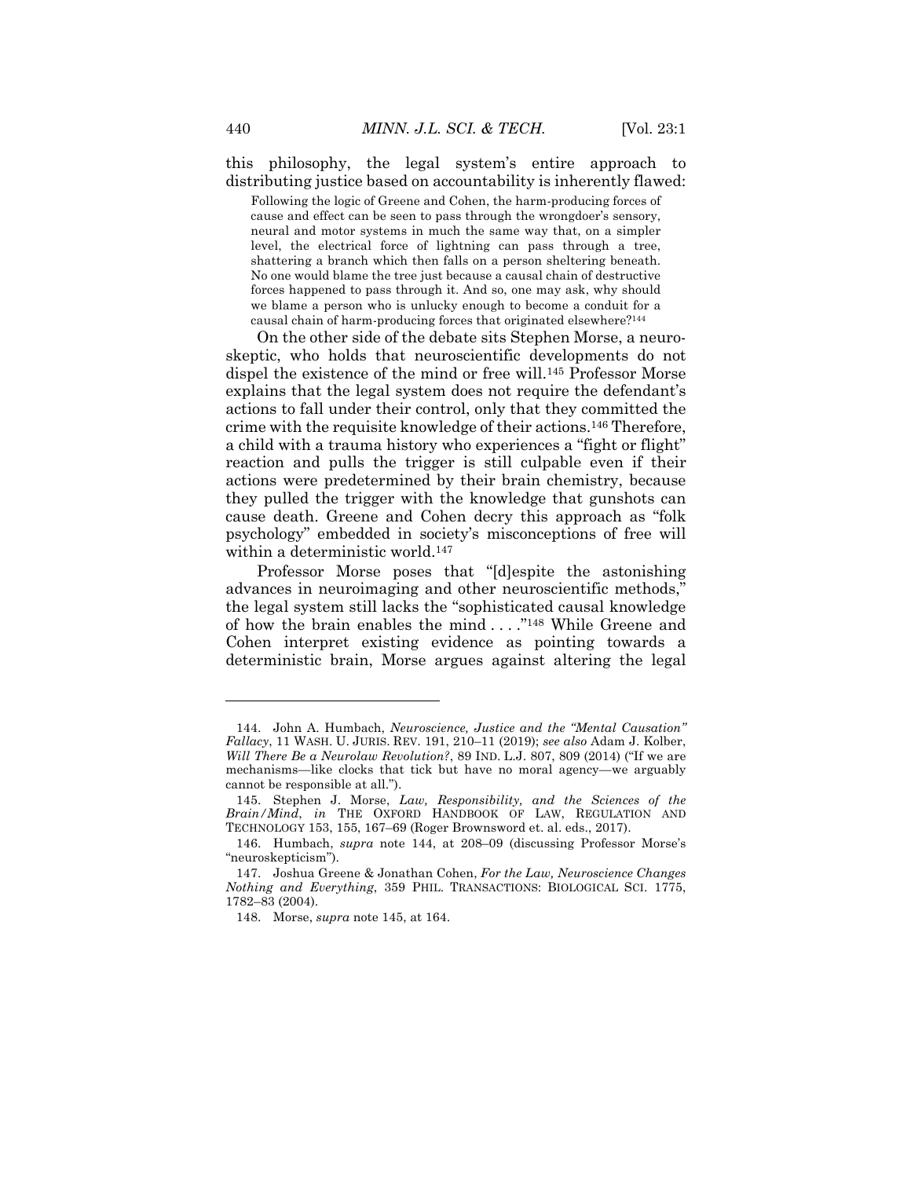this philosophy, the legal system's entire approach to distributing justice based on accountability is inherently flawed:

> Following the logic of Greene and Cohen, the harm-producing forces of cause and effect can be seen to pass through the wrongdoer's sensory, neural and motor systems in much the same way that, on a simpler level, the electrical force of lightning can pass through a tree, shattering a branch which then falls on a person sheltering beneath. No one would blame the tree just because a causal chain of destructive forces happened to pass through it. And so, one may ask, why should we blame a person who is unlucky enough to become a conduit for a causal chain of harm-producing forces that originated elsewhere?[144]

On the other side of the debate sits Stephen Morse, a neuroskeptic, who holds that neuroscientific developments do not dispel the existence of the mind or free will.[145] Professor Morse explains that the legal system does not require the defendant's actions to fall under their control, only that they committed the crime with the requisite knowledge of their actions.[146] Therefore, a child with a trauma history who experiences a "fight or flight" reaction and pulls the trigger is still culpable even if their actions were predetermined by their brain chemistry, because they pulled the trigger with the knowledge that gunshots can cause death. Greene and Cohen decry this approach as "folk psychology" embedded in society's misconceptions of free will within a deterministic world.[147]

Professor Morse poses that "[d]espite the astonishing advances in neuroimaging and other neuroscientific methods," the legal system still lacks the "sophisticated causal knowledge of how the brain enables the mind . . . ."[148] While Greene and Cohen interpret existing evidence as pointing towards a deterministic brain, Morse argues against altering the legal

---

144. John A. Humbach, *Neuroscience, Justice and the "Mental Causation" Fallacy*, 11 WASH. U. JURIS. REV. 191, 210–11 (2019); *see also* Adam J. Kolber, *Will There Be a Neurolaw Revolution?*, 89 IND. L.J. 807, 809 (2014) ("If we are mechanisms—like clocks that tick but have no moral agency—we arguably cannot be responsible at all.").

145. Stephen J. Morse, *Law, Responsibility, and the Sciences of the Brain/Mind*, *in* THE OXFORD HANDBOOK OF LAW, REGULATION AND TECHNOLOGY 153, 155, 167–69 (Roger Brownsword et. al. eds., 2017).

146. Humbach, *supra* note 144, at 208–09 (discussing Professor Morse's "neuroskepticism").

147. Joshua Greene & Jonathan Cohen, *For the Law, Neuroscience Changes Nothing and Everything*, 359 PHIL. TRANSACTIONS: BIOLOGICAL SCI. 1775, 1782–83 (2004).

148. Morse, *supra* note 145, at 164.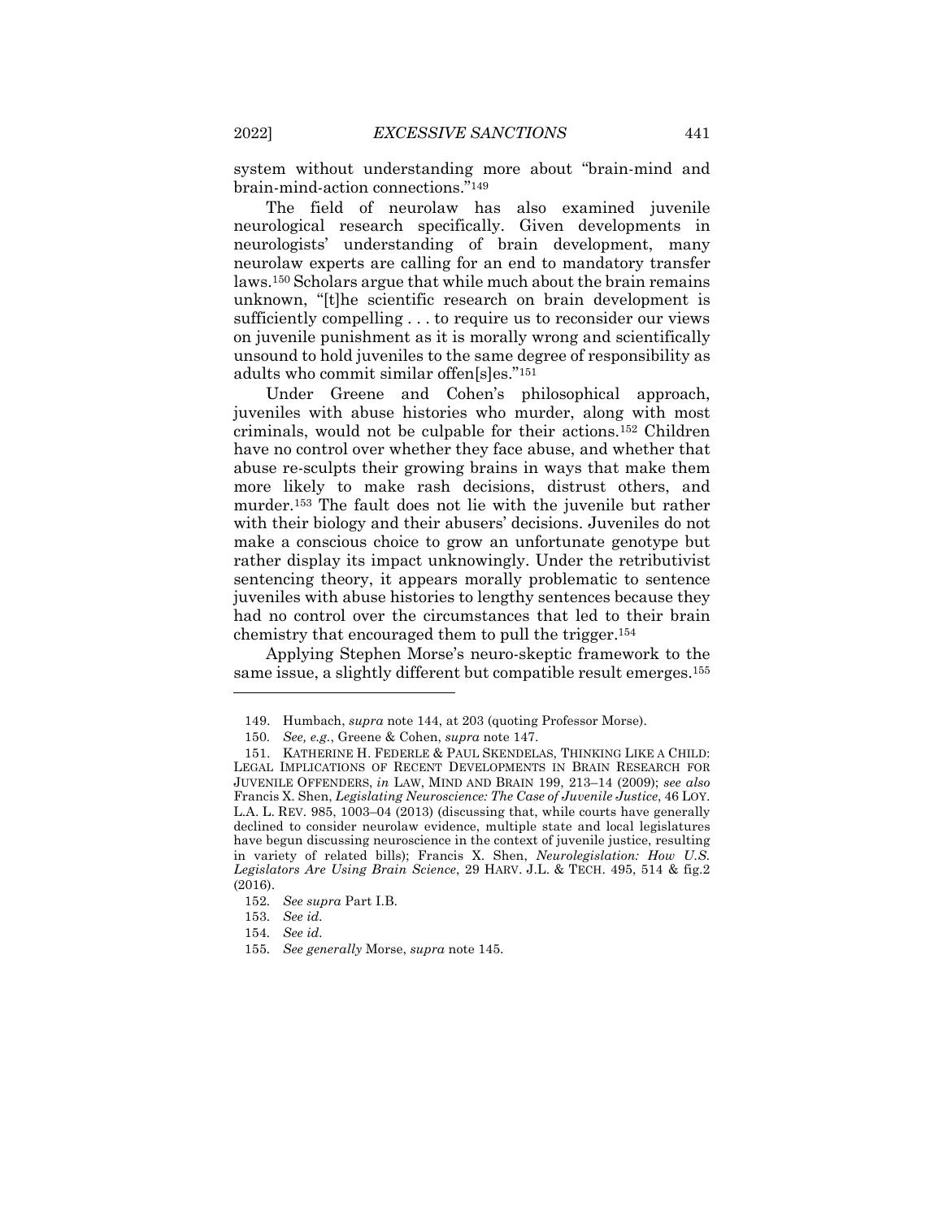system without understanding more about "brain-mind and brain-mind-action connections."[149]

The field of neurolaw has also examined juvenile neurological research specifically. Given developments in neurologists' understanding of brain development, many neurolaw experts are calling for an end to mandatory transfer laws.[150] Scholars argue that while much about the brain remains unknown, "[t]he scientific research on brain development is sufficiently compelling . . . to require us to reconsider our views on juvenile punishment as it is morally wrong and scientifically unsound to hold juveniles to the same degree of responsibility as adults who commit similar offen[s]es."[151]

Under Greene and Cohen's philosophical approach, juveniles with abuse histories who murder, along with most criminals, would not be culpable for their actions.[152] Children have no control over whether they face abuse, and whether that abuse re-sculpts their growing brains in ways that make them more likely to make rash decisions, distrust others, and murder.[153] The fault does not lie with the juvenile but rather with their biology and their abusers' decisions. Juveniles do not make a conscious choice to grow an unfortunate genotype but rather display its impact unknowingly. Under the retributivist sentencing theory, it appears morally problematic to sentence juveniles with abuse histories to lengthy sentences because they had no control over the circumstances that led to their brain chemistry that encouraged them to pull the trigger.[154]

Applying Stephen Morse's neuro-skeptic framework to the same issue, a slightly different but compatible result emerges.[155]

---

149. Humbach, *supra* note 144, at 203 (quoting Professor Morse).

150. *See, e.g.*, Greene & Cohen, *supra* note 147.

151. KATHERINE H. FEDERLE & PAUL SKENDELAS, THINKING LIKE A CHILD: LEGAL IMPLICATIONS OF RECENT DEVELOPMENTS IN BRAIN RESEARCH FOR JUVENILE OFFENDERS, *in* LAW, MIND AND BRAIN 199, 213–14 (2009); *see also* Francis X. Shen, *Legislating Neuroscience: The Case of Juvenile Justice*, 46 LOY. L.A. L. REV. 985, 1003–04 (2013) (discussing that, while courts have generally declined to consider neurolaw evidence, multiple state and local legislatures have begun discussing neuroscience in the context of juvenile justice, resulting in variety of related bills); Francis X. Shen, *Neurolegislation: How U.S. Legislators Are Using Brain Science*, 29 HARV. J.L. & TECH. 495, 514 & fig.2 (2016).

152. *See supra* Part I.B.

153. *See id.*

154. *See id.*

155. *See generally* Morse, *supra* note 145.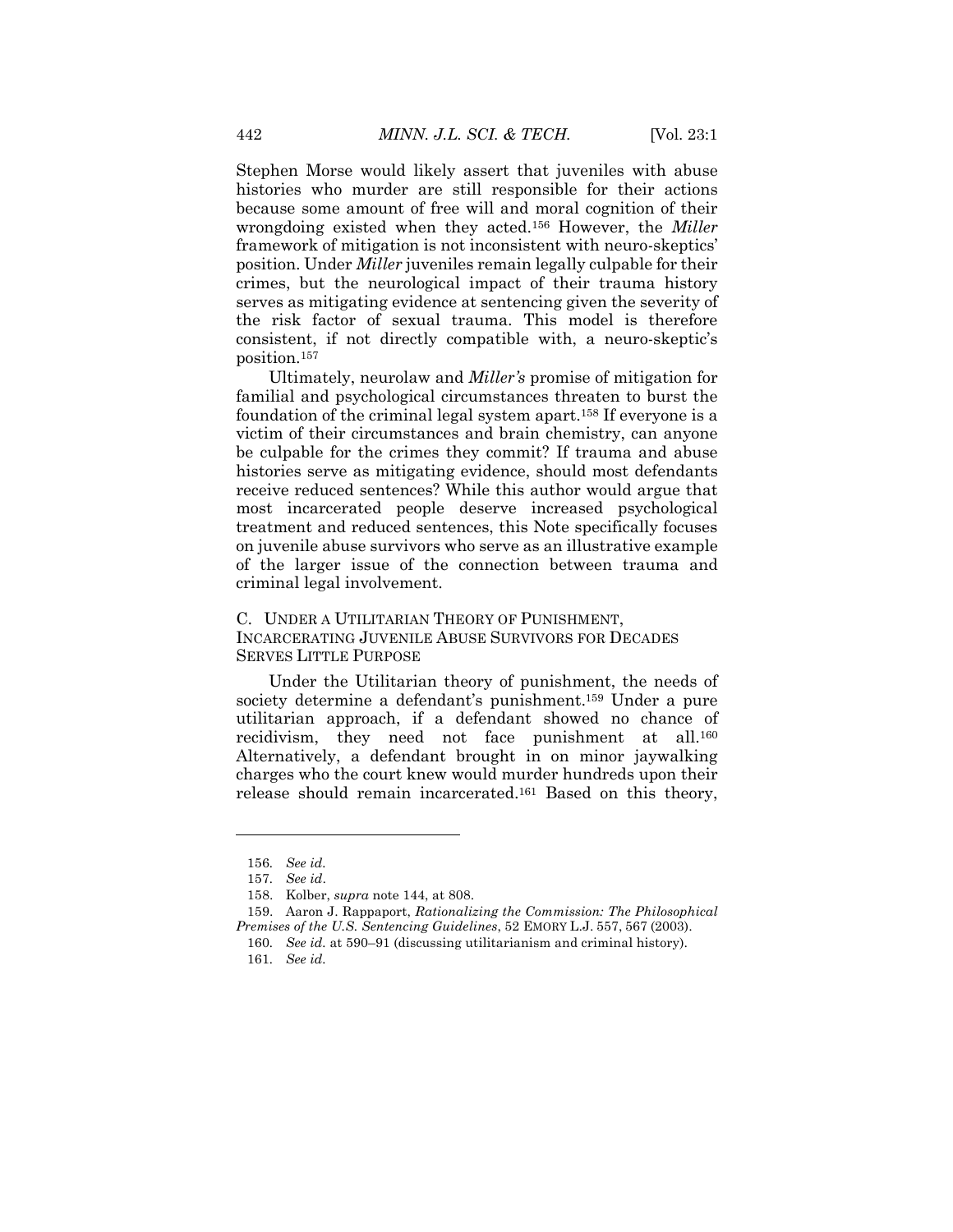Stephen Morse would likely assert that juveniles with abuse histories who murder are still responsible for their actions because some amount of free will and moral cognition of their wrongdoing existed when they acted.[156] However, the *Miller* framework of mitigation is not inconsistent with neuro-skeptics' position. Under *Miller* juveniles remain legally culpable for their crimes, but the neurological impact of their trauma history serves as mitigating evidence at sentencing given the severity of the risk factor of sexual trauma. This model is therefore consistent, if not directly compatible with, a neuro-skeptic's position.[157]

Ultimately, neurolaw and *Miller's* promise of mitigation for familial and psychological circumstances threaten to burst the foundation of the criminal legal system apart.[158] If everyone is a victim of their circumstances and brain chemistry, can anyone be culpable for the crimes they commit? If trauma and abuse histories serve as mitigating evidence, should most defendants receive reduced sentences? While this author would argue that most incarcerated people deserve increased psychological treatment and reduced sentences, this Note specifically focuses on juvenile abuse survivors who serve as an illustrative example of the larger issue of the connection between trauma and criminal legal involvement.

### C. UNDER A UTILITARIAN THEORY OF PUNISHMENT, INCARCERATING JUVENILE ABUSE SURVIVORS FOR DECADES SERVES LITTLE PURPOSE

Under the Utilitarian theory of punishment, the needs of society determine a defendant's punishment.[159] Under a pure utilitarian approach, if a defendant showed no chance of recidivism, they need not face punishment at all.[160] Alternatively, a defendant brought in on minor jaywalking charges who the court knew would murder hundreds upon their release should remain incarcerated.[161] Based on this theory,

---

156. *See id.*

157. *See id*.

158. Kolber, *supra* note 144, at 808.

159. Aaron J. Rappaport, *Rationalizing the Commission: The Philosophical Premises of the U.S. Sentencing Guidelines*, 52 EMORY L.J. 557, 567 (2003).

160. *See id.* at 590–91 (discussing utilitarianism and criminal history).

161. *See id.*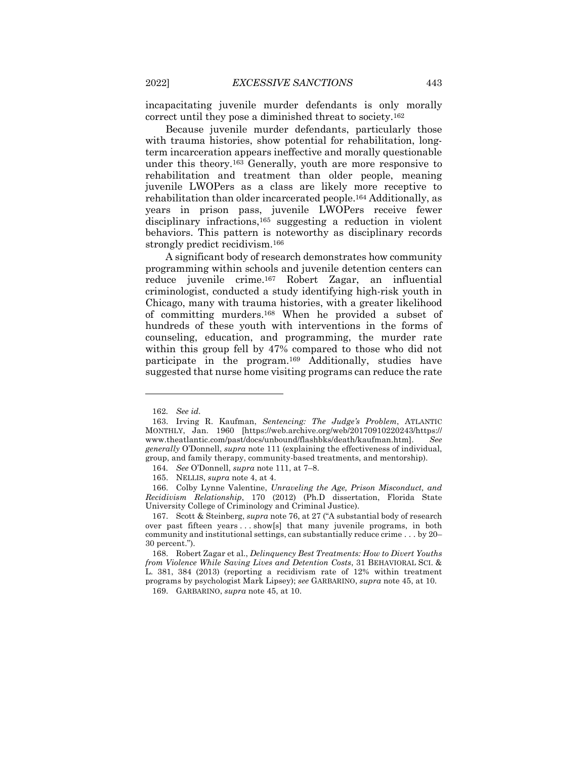incapacitating juvenile murder defendants is only morally correct until they pose a diminished threat to society.[162]

Because juvenile murder defendants, particularly those with trauma histories, show potential for rehabilitation, long-term incarceration appears ineffective and morally questionable under this theory.[163] Generally, youth are more responsive to rehabilitation and treatment than older people, meaning juvenile LWOPers as a class are likely more receptive to rehabilitation than older incarcerated people.[164] Additionally, as years in prison pass, juvenile LWOPers receive fewer disciplinary infractions,[165] suggesting a reduction in violent behaviors. This pattern is noteworthy as disciplinary records strongly predict recidivism.[166]

A significant body of research demonstrates how community programming within schools and juvenile detention centers can reduce juvenile crime.[167] Robert Zagar, an influential criminologist, conducted a study identifying high-risk youth in Chicago, many with trauma histories, with a greater likelihood of committing murders.[168] When he provided a subset of hundreds of these youth with interventions in the forms of counseling, education, and programming, the murder rate within this group fell by 47% compared to those who did not participate in the program.[169] Additionally, studies have suggested that nurse home visiting programs can reduce the rate

---

162. *See id.*

163. Irving R. Kaufman, *Sentencing: The Judge's Problem*, ATLANTIC MONTHLY, Jan. 1960 [https://web.archive.org/web/20170910220243/https://www.theatlantic.com/past/docs/unbound/flashbks/death/kaufman.htm]. *See generally* O'Donnell, *supra* note 111 (explaining the effectiveness of individual, group, and family therapy, community-based treatments, and mentorship).

164. *See* O'Donnell, *supra* note 111, at 7–8.

165. NELLIS, *supra* note 4, at 4.

166. Colby Lynne Valentine, *Unraveling the Age, Prison Misconduct, and Recidivism Relationship*, 170 (2012) (Ph.D dissertation, Florida State University College of Criminology and Criminal Justice).

167. Scott & Steinberg, *supra* note 76, at 27 ("A substantial body of research over past fifteen years . . . show[s] that many juvenile programs, in both community and institutional settings, can substantially reduce crime . . . by 20–30 percent.").

168. Robert Zagar et al., *Delinquency Best Treatments: How to Divert Youths from Violence While Saving Lives and Detention Costs*, 31 BEHAVIORAL SCI. & L. 381, 384 (2013) (reporting a recidivism rate of 12% within treatment programs by psychologist Mark Lipsey); *see* GARBARINO, *supra* note 45, at 10.

169. GARBARINO, *supra* note 45, at 10.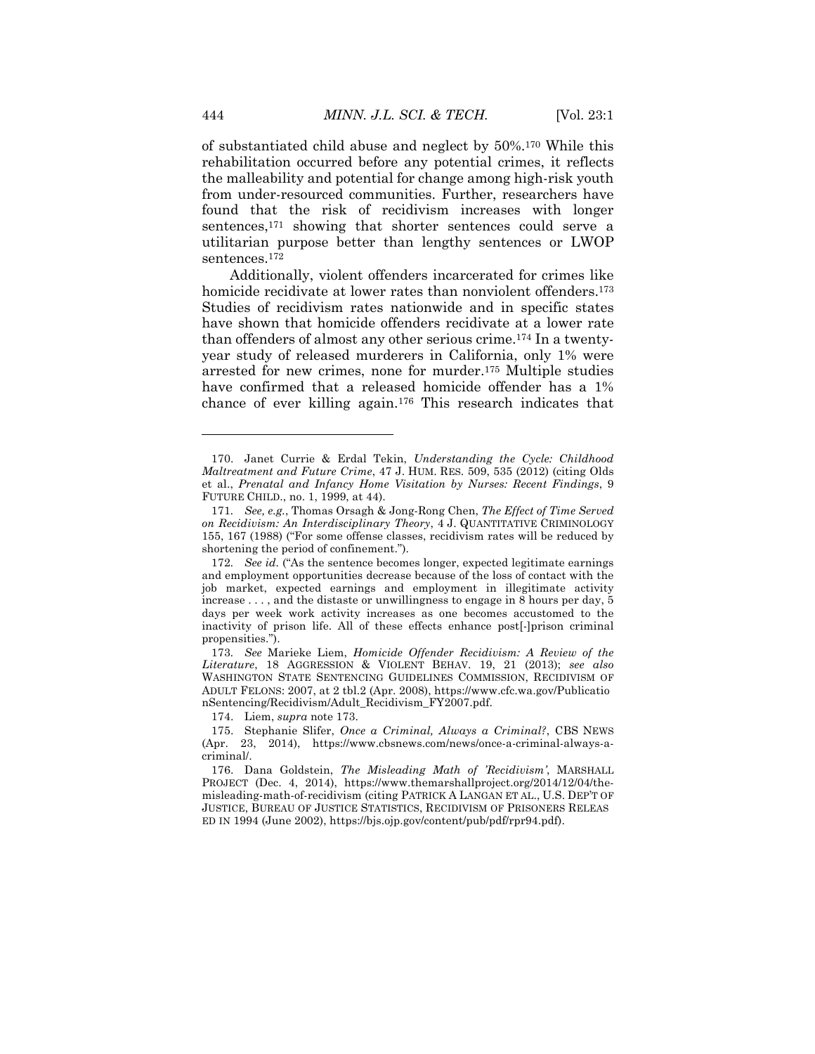of substantiated child abuse and neglect by 50%.[170] While this rehabilitation occurred before any potential crimes, it reflects the malleability and potential for change among high-risk youth from under-resourced communities. Further, researchers have found that the risk of recidivism increases with longer sentences,[171] showing that shorter sentences could serve a utilitarian purpose better than lengthy sentences or LWOP sentences.[172]

Additionally, violent offenders incarcerated for crimes like homicide recidivate at lower rates than nonviolent offenders.[173] Studies of recidivism rates nationwide and in specific states have shown that homicide offenders recidivate at a lower rate than offenders of almost any other serious crime.[174] In a twenty-year study of released murderers in California, only 1% were arrested for new crimes, none for murder.[175] Multiple studies have confirmed that a released homicide offender has a 1% chance of ever killing again.[176] This research indicates that

---

170. Janet Currie & Erdal Tekin, *Understanding the Cycle: Childhood Maltreatment and Future Crime*, 47 J. HUM. RES. 509, 535 (2012) (citing Olds et al., *Prenatal and Infancy Home Visitation by Nurses: Recent Findings*, 9 FUTURE CHILD., no. 1, 1999, at 44).

171. *See, e.g.*, Thomas Orsagh & Jong-Rong Chen, *The Effect of Time Served on Recidivism: An Interdisciplinary Theory*, 4 J. QUANTITATIVE CRIMINOLOGY 155, 167 (1988) ("For some offense classes, recidivism rates will be reduced by shortening the period of confinement.").

172. *See id.* ("As the sentence becomes longer, expected legitimate earnings and employment opportunities decrease because of the loss of contact with the job market, expected earnings and employment in illegitimate activity increase . . . , and the distaste or unwillingness to engage in 8 hours per day, 5 days per week work activity increases as one becomes accustomed to the inactivity of prison life. All of these effects enhance post[-]prison criminal propensities.").

173. *See* Marieke Liem, *Homicide Offender Recidivism: A Review of the Literature*, 18 AGGRESSION & VIOLENT BEHAV. 19, 21 (2013); *see also* WASHINGTON STATE SENTENCING GUIDELINES COMMISSION, RECIDIVISM OF ADULT FELONS: 2007, at 2 tbl.2 (Apr. 2008), https://www.cfc.wa.gov/PublicationSentencing/Recidivism/Adult_Recidivism_FY2007.pdf.

174. Liem, *supra* note 173.

175. Stephanie Slifer, *Once a Criminal, Always a Criminal?*, CBS NEWS (Apr. 23, 2014), https://www.cbsnews.com/news/once-a-criminal-always-a-criminal/.

176. Dana Goldstein, *The Misleading Math of 'Recidivism'*, MARSHALL PROJECT (Dec. 4, 2014), https://www.themarshallproject.org/2014/12/04/the-misleading-math-of-recidivism (citing PATRICK A LANGAN ET AL., U.S. DEP'T OF JUSTICE, BUREAU OF JUSTICE STATISTICS, RECIDIVISM OF PRISONERS RELEASED IN 1994 (June 2002), https://bjs.ojp.gov/content/pub/pdf/rpr94.pdf).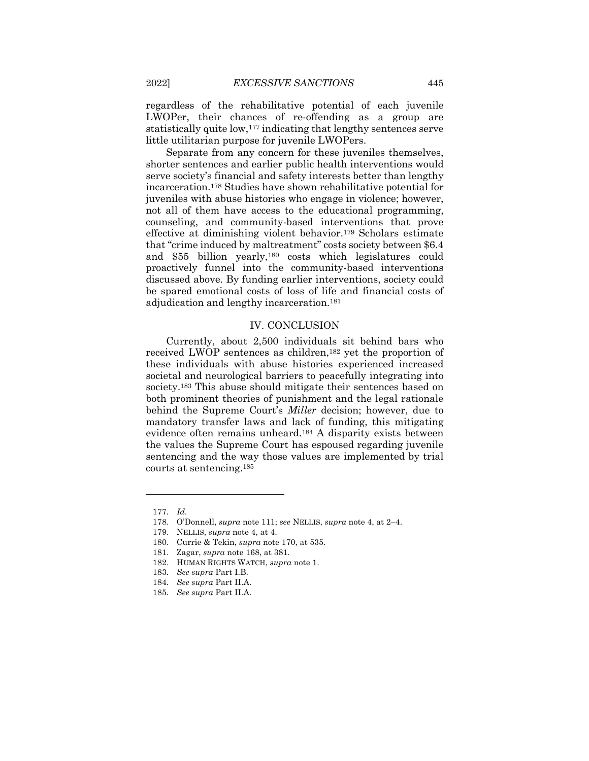regardless of the rehabilitative potential of each juvenile LWOPer, their chances of re-offending as a group are statistically quite low,[177] indicating that lengthy sentences serve little utilitarian purpose for juvenile LWOPers.

Separate from any concern for these juveniles themselves, shorter sentences and earlier public health interventions would serve society's financial and safety interests better than lengthy incarceration.[178] Studies have shown rehabilitative potential for juveniles with abuse histories who engage in violence; however, not all of them have access to the educational programming, counseling, and community-based interventions that prove effective at diminishing violent behavior.[179] Scholars estimate that "crime induced by maltreatment" costs society between $6.4 and $55 billion yearly,[180] costs which legislatures could proactively funnel into the community-based interventions discussed above. By funding earlier interventions, society could be spared emotional costs of loss of life and financial costs of adjudication and lengthy incarceration.[181]

## IV. CONCLUSION

Currently, about 2,500 individuals sit behind bars who received LWOP sentences as children,[182] yet the proportion of these individuals with abuse histories experienced increased societal and neurological barriers to peacefully integrating into society.[183] This abuse should mitigate their sentences based on both prominent theories of punishment and the legal rationale behind the Supreme Court's *Miller* decision; however, due to mandatory transfer laws and lack of funding, this mitigating evidence often remains unheard.[184] A disparity exists between the values the Supreme Court has espoused regarding juvenile sentencing and the way those values are implemented by trial courts at sentencing.[185]

---

177. *Id*.

178. O'Donnell, *supra* note 111; *see* NELLIS, *supra* note 4, at 2–4.

179. NELLIS, *supra* note 4, at 4.

180. Currie & Tekin, *supra* note 170, at 535.

181. Zagar, *supra* note 168, at 381.

182. HUMAN RIGHTS WATCH, *supra* note 1.

183. *See supra* Part I.B.

184. *See supra* Part II.A.

185. *See supra* Part II.A.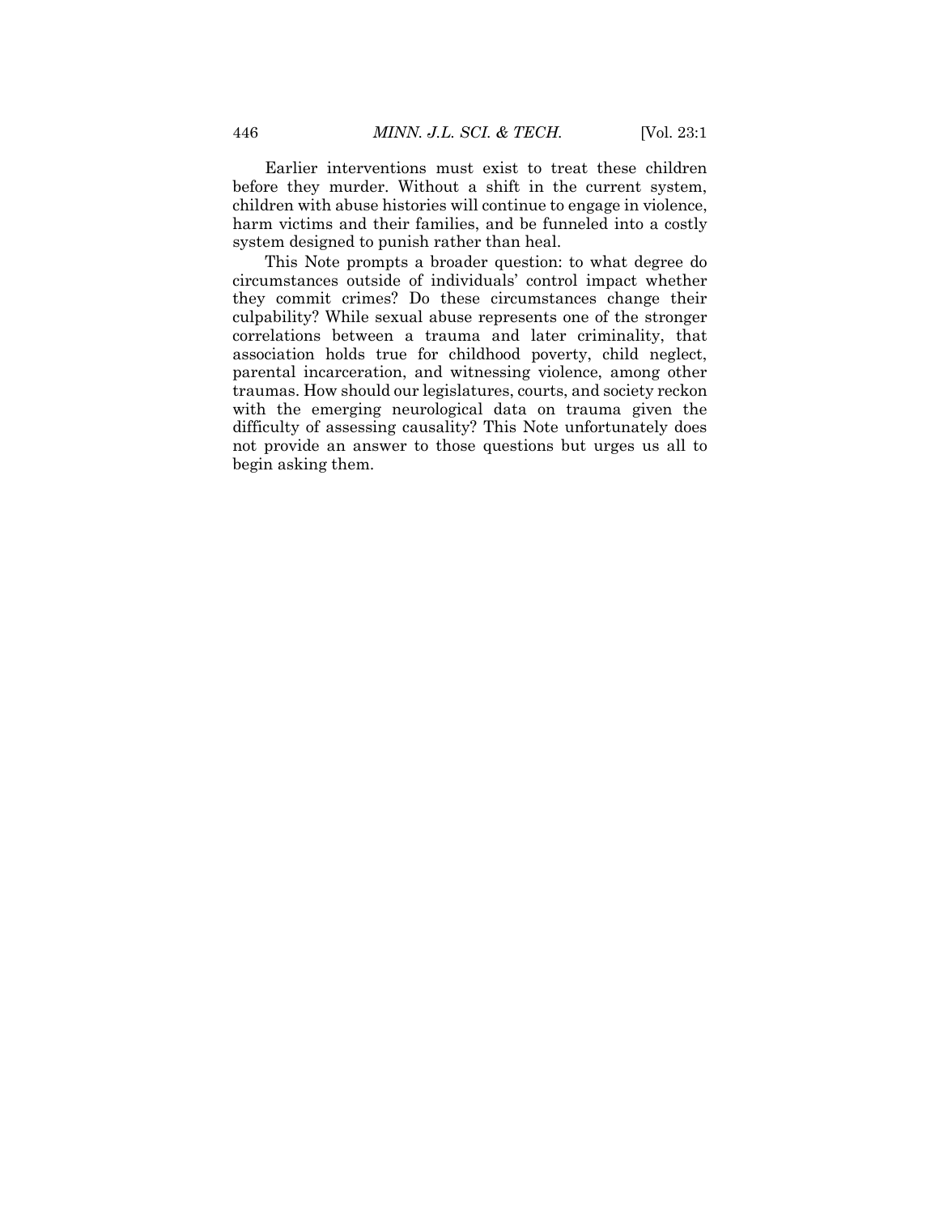Earlier interventions must exist to treat these children before they murder. Without a shift in the current system, children with abuse histories will continue to engage in violence, harm victims and their families, and be funneled into a costly system designed to punish rather than heal.

This Note prompts a broader question: to what degree do circumstances outside of individuals' control impact whether they commit crimes? Do these circumstances change their culpability? While sexual abuse represents one of the stronger correlations between a trauma and later criminality, that association holds true for childhood poverty, child neglect, parental incarceration, and witnessing violence, among other traumas. How should our legislatures, courts, and society reckon with the emerging neurological data on trauma given the difficulty of assessing causality? This Note unfortunately does not provide an answer to those questions but urges us all to begin asking them.